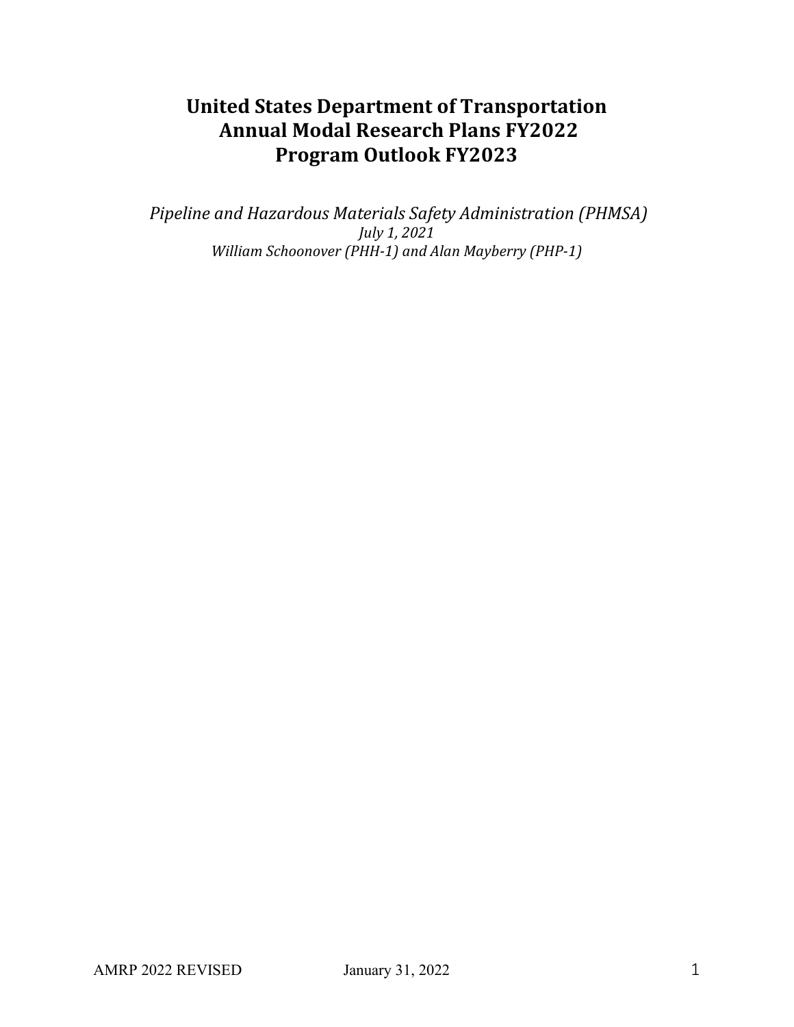# United States Department of Transportation
# Annual Modal Research Plans FY2022
# Program Outlook FY2023

*Pipeline and Hazardous Materials Safety Administration (PHMSA)*
*July 1, 2021*
*William Schoonover (PHH-1) and Alan Mayberry (PHP-1)*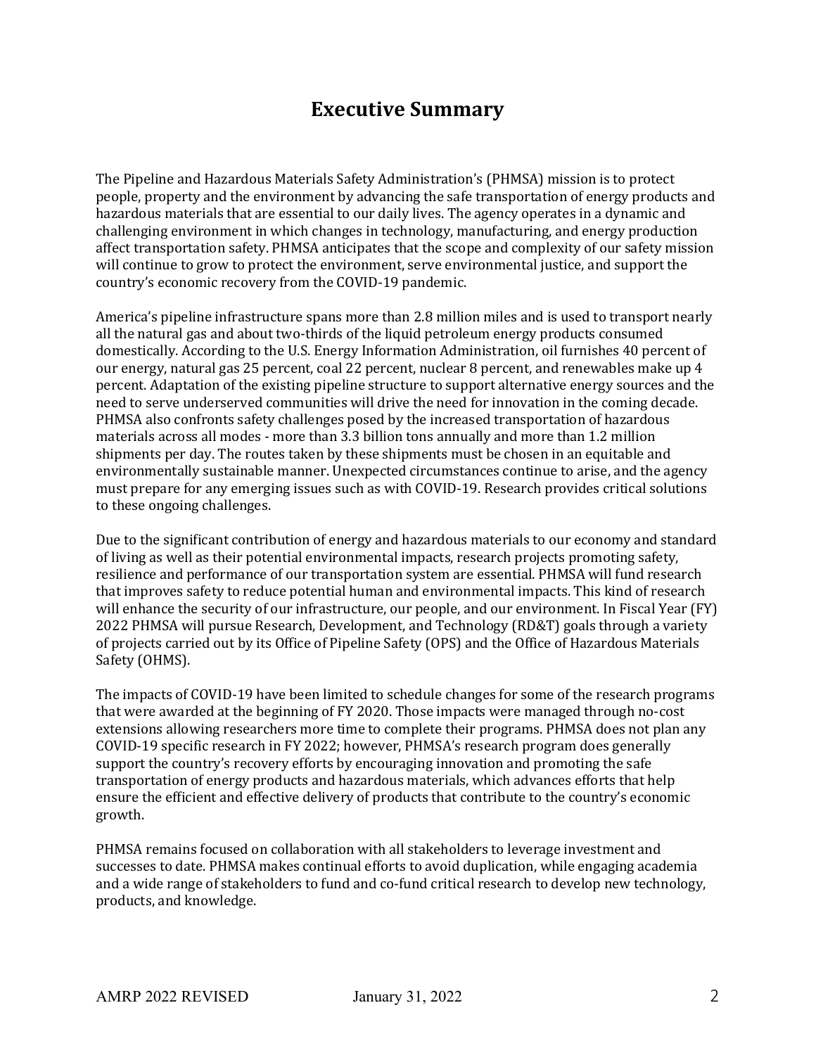# Executive Summary

The Pipeline and Hazardous Materials Safety Administration's (PHMSA) mission is to protect people, property and the environment by advancing the safe transportation of energy products and hazardous materials that are essential to our daily lives. The agency operates in a dynamic and challenging environment in which changes in technology, manufacturing, and energy production affect transportation safety. PHMSA anticipates that the scope and complexity of our safety mission will continue to grow to protect the environment, serve environmental justice, and support the country's economic recovery from the COVID-19 pandemic.

America's pipeline infrastructure spans more than 2.8 million miles and is used to transport nearly all the natural gas and about two-thirds of the liquid petroleum energy products consumed domestically. According to the U.S. Energy Information Administration, oil furnishes 40 percent of our energy, natural gas 25 percent, coal 22 percent, nuclear 8 percent, and renewables make up 4 percent. Adaptation of the existing pipeline structure to support alternative energy sources and the need to serve underserved communities will drive the need for innovation in the coming decade. PHMSA also confronts safety challenges posed by the increased transportation of hazardous materials across all modes - more than 3.3 billion tons annually and more than 1.2 million shipments per day. The routes taken by these shipments must be chosen in an equitable and environmentally sustainable manner. Unexpected circumstances continue to arise, and the agency must prepare for any emerging issues such as with COVID-19. Research provides critical solutions to these ongoing challenges.

Due to the significant contribution of energy and hazardous materials to our economy and standard of living as well as their potential environmental impacts, research projects promoting safety, resilience and performance of our transportation system are essential. PHMSA will fund research that improves safety to reduce potential human and environmental impacts. This kind of research will enhance the security of our infrastructure, our people, and our environment. In Fiscal Year (FY) 2022 PHMSA will pursue Research, Development, and Technology (RD&T) goals through a variety of projects carried out by its Office of Pipeline Safety (OPS) and the Office of Hazardous Materials Safety (OHMS).

The impacts of COVID-19 have been limited to schedule changes for some of the research programs that were awarded at the beginning of FY 2020. Those impacts were managed through no-cost extensions allowing researchers more time to complete their programs. PHMSA does not plan any COVID-19 specific research in FY 2022; however, PHMSA's research program does generally support the country's recovery efforts by encouraging innovation and promoting the safe transportation of energy products and hazardous materials, which advances efforts that help ensure the efficient and effective delivery of products that contribute to the country's economic growth.

PHMSA remains focused on collaboration with all stakeholders to leverage investment and successes to date. PHMSA makes continual efforts to avoid duplication, while engaging academia and a wide range of stakeholders to fund and co-fund critical research to develop new technology, products, and knowledge.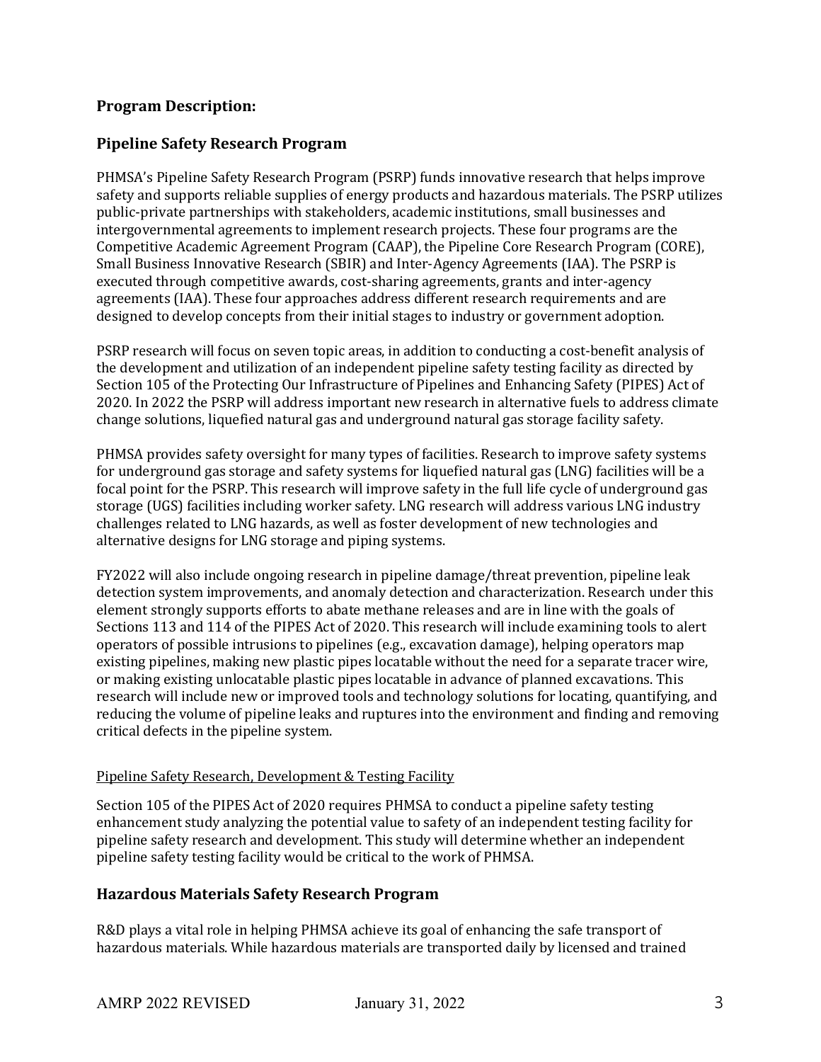## Program Description:

### Pipeline Safety Research Program

PHMSA's Pipeline Safety Research Program (PSRP) funds innovative research that helps improve safety and supports reliable supplies of energy products and hazardous materials. The PSRP utilizes public-private partnerships with stakeholders, academic institutions, small businesses and intergovernmental agreements to implement research projects. These four programs are the Competitive Academic Agreement Program (CAAP), the Pipeline Core Research Program (CORE), Small Business Innovative Research (SBIR) and Inter-Agency Agreements (IAA). The PSRP is executed through competitive awards, cost-sharing agreements, grants and inter-agency agreements (IAA). These four approaches address different research requirements and are designed to develop concepts from their initial stages to industry or government adoption.

PSRP research will focus on seven topic areas, in addition to conducting a cost-benefit analysis of the development and utilization of an independent pipeline safety testing facility as directed by Section 105 of the Protecting Our Infrastructure of Pipelines and Enhancing Safety (PIPES) Act of 2020. In 2022 the PSRP will address important new research in alternative fuels to address climate change solutions, liquefied natural gas and underground natural gas storage facility safety.

PHMSA provides safety oversight for many types of facilities. Research to improve safety systems for underground gas storage and safety systems for liquefied natural gas (LNG) facilities will be a focal point for the PSRP. This research will improve safety in the full life cycle of underground gas storage (UGS) facilities including worker safety. LNG research will address various LNG industry challenges related to LNG hazards, as well as foster development of new technologies and alternative designs for LNG storage and piping systems.

FY2022 will also include ongoing research in pipeline damage/threat prevention, pipeline leak detection system improvements, and anomaly detection and characterization. Research under this element strongly supports efforts to abate methane releases and are in line with the goals of Sections 113 and 114 of the PIPES Act of 2020. This research will include examining tools to alert operators of possible intrusions to pipelines (e.g., excavation damage), helping operators map existing pipelines, making new plastic pipes locatable without the need for a separate tracer wire, or making existing unlocatable plastic pipes locatable in advance of planned excavations. This research will include new or improved tools and technology solutions for locating, quantifying, and reducing the volume of pipeline leaks and ruptures into the environment and finding and removing critical defects in the pipeline system.

Pipeline Safety Research, Development & Testing Facility

Section 105 of the PIPES Act of 2020 requires PHMSA to conduct a pipeline safety testing enhancement study analyzing the potential value to safety of an independent testing facility for pipeline safety research and development. This study will determine whether an independent pipeline safety testing facility would be critical to the work of PHMSA.

### Hazardous Materials Safety Research Program

R&D plays a vital role in helping PHMSA achieve its goal of enhancing the safe transport of hazardous materials. While hazardous materials are transported daily by licensed and trained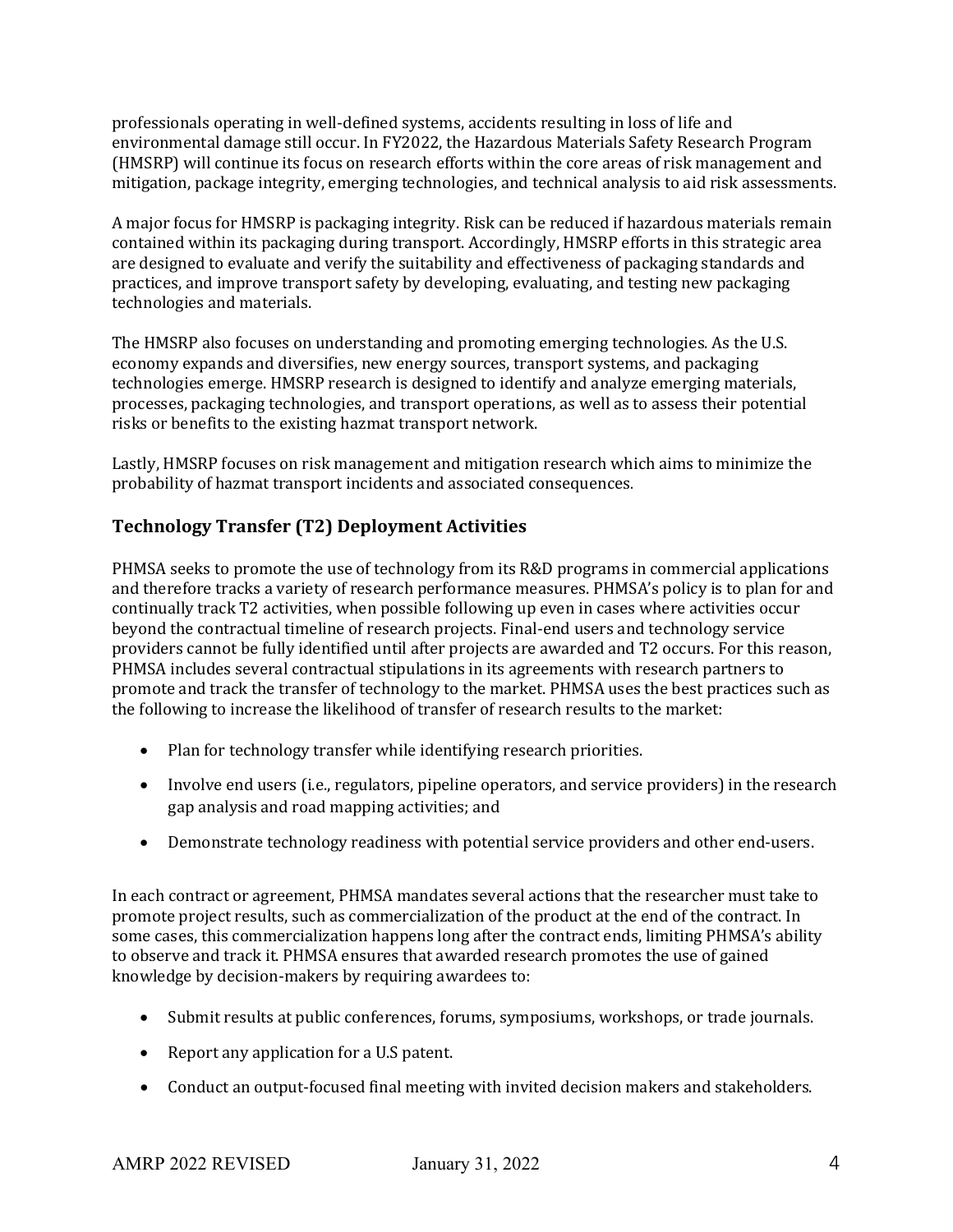professionals operating in well-defined systems, accidents resulting in loss of life and environmental damage still occur. In FY2022, the Hazardous Materials Safety Research Program (HMSRP) will continue its focus on research efforts within the core areas of risk management and mitigation, package integrity, emerging technologies, and technical analysis to aid risk assessments.

A major focus for HMSRP is packaging integrity. Risk can be reduced if hazardous materials remain contained within its packaging during transport. Accordingly, HMSRP efforts in this strategic area are designed to evaluate and verify the suitability and effectiveness of packaging standards and practices, and improve transport safety by developing, evaluating, and testing new packaging technologies and materials.

The HMSRP also focuses on understanding and promoting emerging technologies. As the U.S. economy expands and diversifies, new energy sources, transport systems, and packaging technologies emerge. HMSRP research is designed to identify and analyze emerging materials, processes, packaging technologies, and transport operations, as well as to assess their potential risks or benefits to the existing hazmat transport network.

Lastly, HMSRP focuses on risk management and mitigation research which aims to minimize the probability of hazmat transport incidents and associated consequences.

## Technology Transfer (T2) Deployment Activities

PHMSA seeks to promote the use of technology from its R&D programs in commercial applications and therefore tracks a variety of research performance measures. PHMSA's policy is to plan for and continually track T2 activities, when possible following up even in cases where activities occur beyond the contractual timeline of research projects. Final-end users and technology service providers cannot be fully identified until after projects are awarded and T2 occurs. For this reason, PHMSA includes several contractual stipulations in its agreements with research partners to promote and track the transfer of technology to the market. PHMSA uses the best practices such as the following to increase the likelihood of transfer of research results to the market:

- Plan for technology transfer while identifying research priorities.
- Involve end users (i.e., regulators, pipeline operators, and service providers) in the research gap analysis and road mapping activities; and
- Demonstrate technology readiness with potential service providers and other end-users.

In each contract or agreement, PHMSA mandates several actions that the researcher must take to promote project results, such as commercialization of the product at the end of the contract. In some cases, this commercialization happens long after the contract ends, limiting PHMSA's ability to observe and track it. PHMSA ensures that awarded research promotes the use of gained knowledge by decision-makers by requiring awardees to:

- Submit results at public conferences, forums, symposiums, workshops, or trade journals.
- Report any application for a U.S patent.
- Conduct an output-focused final meeting with invited decision makers and stakeholders.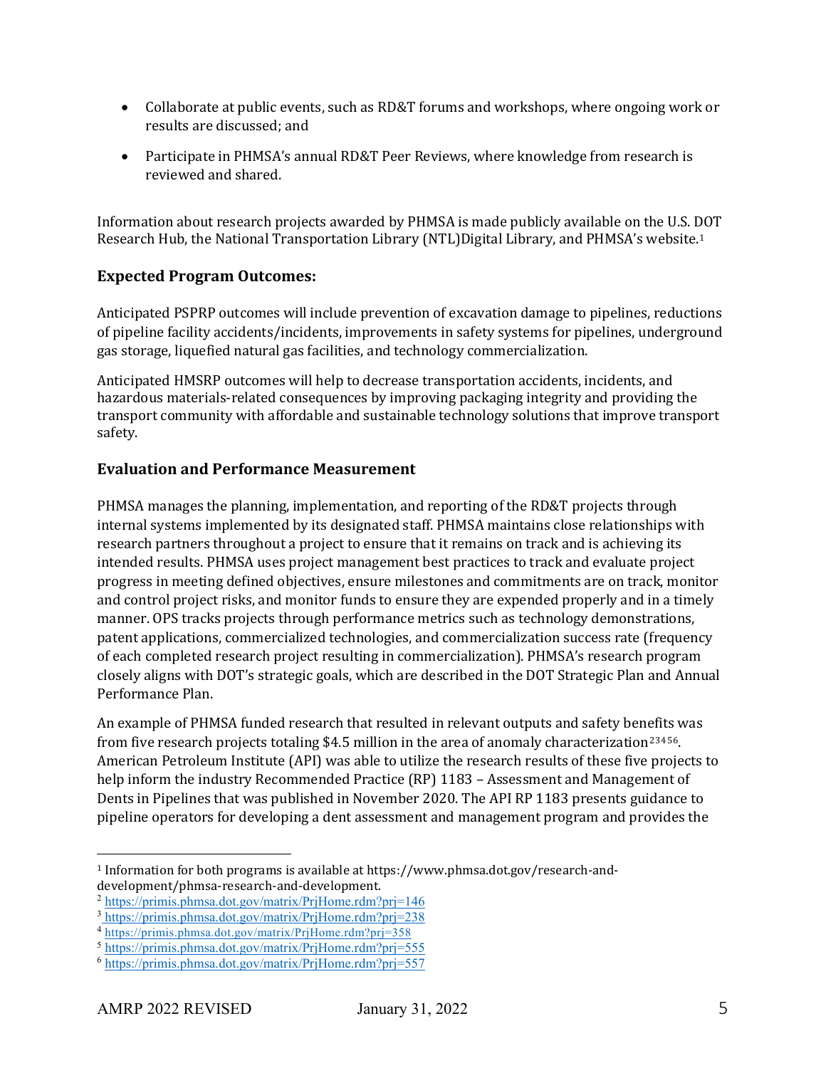- Collaborate at public events, such as RD&T forums and workshops, where ongoing work or results are discussed; and
- Participate in PHMSA's annual RD&T Peer Reviews, where knowledge from research is reviewed and shared.

Information about research projects awarded by PHMSA is made publicly available on the U.S. DOT Research Hub, the National Transportation Library (NTL)Digital Library, and PHMSA's website.[1]

### Expected Program Outcomes:

Anticipated PSPRP outcomes will include prevention of excavation damage to pipelines, reductions of pipeline facility accidents/incidents, improvements in safety systems for pipelines, underground gas storage, liquefied natural gas facilities, and technology commercialization.

Anticipated HMSRP outcomes will help to decrease transportation accidents, incidents, and hazardous materials-related consequences by improving packaging integrity and providing the transport community with affordable and sustainable technology solutions that improve transport safety.

### Evaluation and Performance Measurement

PHMSA manages the planning, implementation, and reporting of the RD&T projects through internal systems implemented by its designated staff. PHMSA maintains close relationships with research partners throughout a project to ensure that it remains on track and is achieving its intended results. PHMSA uses project management best practices to track and evaluate project progress in meeting defined objectives, ensure milestones and commitments are on track, monitor and control project risks, and monitor funds to ensure they are expended properly and in a timely manner. OPS tracks projects through performance metrics such as technology demonstrations, patent applications, commercialized technologies, and commercialization success rate (frequency of each completed research project resulting in commercialization). PHMSA's research program closely aligns with DOT's strategic goals, which are described in the DOT Strategic Plan and Annual Performance Plan.

An example of PHMSA funded research that resulted in relevant outputs and safety benefits was from five research projects totaling $4.5 million in the area of anomaly characterization[2][3][4][5][6]. American Petroleum Institute (API) was able to utilize the research results of these five projects to help inform the industry Recommended Practice (RP) 1183 – Assessment and Management of Dents in Pipelines that was published in November 2020. The API RP 1183 presents guidance to pipeline operators for developing a dent assessment and management program and provides the

---

[1] Information for both programs is available at https://www.phmsa.dot.gov/research-and-development/phmsa-research-and-development.

[2] https://primis.phmsa.dot.gov/matrix/PrjHome.rdm?prj=146

[3] https://primis.phmsa.dot.gov/matrix/PrjHome.rdm?prj=238

[4] https://primis.phmsa.dot.gov/matrix/PrjHome.rdm?prj=358

[5] https://primis.phmsa.dot.gov/matrix/PrjHome.rdm?prj=555

[6] https://primis.phmsa.dot.gov/matrix/PrjHome.rdm?prj=557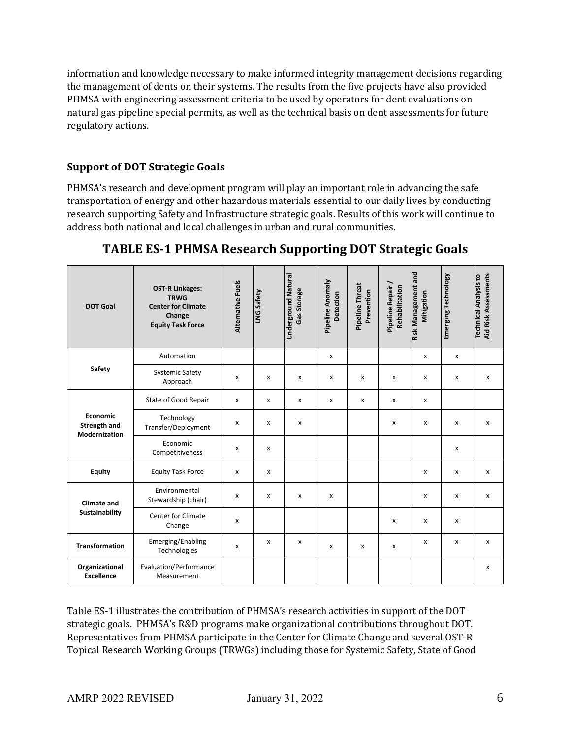information and knowledge necessary to make informed integrity management decisions regarding the management of dents on their systems. The results from the five projects have also provided PHMSA with engineering assessment criteria to be used by operators for dent evaluations on natural gas pipeline special permits, as well as the technical basis on dent assessments for future regulatory actions.

### Support of DOT Strategic Goals

PHMSA's research and development program will play an important role in advancing the safe transportation of energy and other hazardous materials essential to our daily lives by conducting research supporting Safety and Infrastructure strategic goals. Results of this work will continue to address both national and local challenges in urban and rural communities.

## TABLE ES-1 PHMSA Research Supporting DOT Strategic Goals

| DOT Goal | OST-R Linkages: TRWG Center for Climate Change Equity Task Force | Alternative Fuels | LNG Safety | Underground Natural Gas Storage | Pipeline Anomaly Detection | Pipeline Threat Prevention | Pipeline Repair / Rehabilitation | Risk Management and Mitigation | Emerging Technology | Technical Analysis to Aid Risk Assessments |
|---|---|---|---|---|---|---|---|---|---|---|
| Safety | Automation | | | | x | | | x | x | |
| | Systemic Safety Approach | x | x | x | x | x | x | x | x | x |
| Economic Strength and Modernization | State of Good Repair | x | x | x | x | x | x | x | | |
| | Technology Transfer/Deployment | x | x | x | | | x | x | x | x |
| | Economic Competitiveness | x | x | | | | | | x | |
| Equity | Equity Task Force | x | x | | | | | x | x | x |
| Climate and Sustainability | Environmental Stewardship (chair) | x | x | x | x | | | x | x | x |
| | Center for Climate Change | x | | | | | x | x | x | |
| Transformation | Emerging/Enabling Technologies | x | x | x | x | x | x | x | x | x |
| Organizational Excellence | Evaluation/Performance Measurement | | | | | | | | | x |

Table ES-1 illustrates the contribution of PHMSA's research activities in support of the DOT strategic goals. PHMSA's R&D programs make organizational contributions throughout DOT. Representatives from PHMSA participate in the Center for Climate Change and several OST-R Topical Research Working Groups (TRWGs) including those for Systemic Safety, State of Good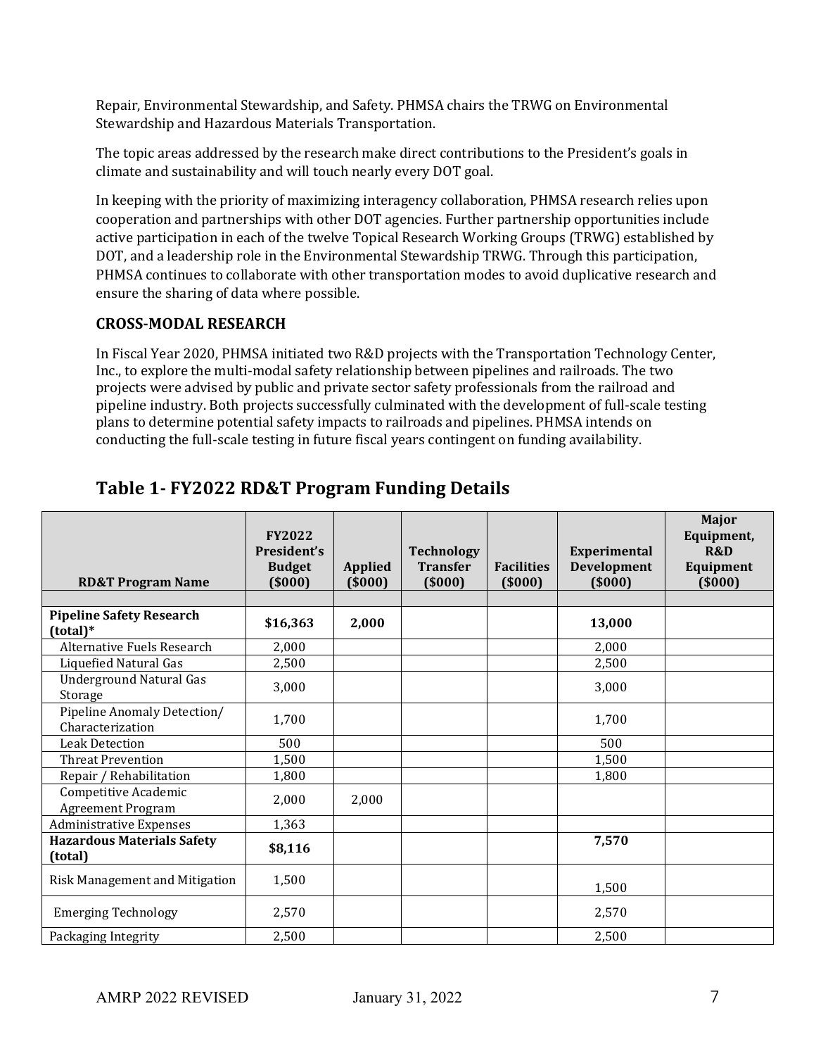Repair, Environmental Stewardship, and Safety. PHMSA chairs the TRWG on Environmental Stewardship and Hazardous Materials Transportation.

The topic areas addressed by the research make direct contributions to the President's goals in climate and sustainability and will touch nearly every DOT goal.

In keeping with the priority of maximizing interagency collaboration, PHMSA research relies upon cooperation and partnerships with other DOT agencies. Further partnership opportunities include active participation in each of the twelve Topical Research Working Groups (TRWG) established by DOT, and a leadership role in the Environmental Stewardship TRWG. Through this participation, PHMSA continues to collaborate with other transportation modes to avoid duplicative research and ensure the sharing of data where possible.

### CROSS-MODAL RESEARCH

In Fiscal Year 2020, PHMSA initiated two R&D projects with the Transportation Technology Center, Inc., to explore the multi-modal safety relationship between pipelines and railroads. The two projects were advised by public and private sector safety professionals from the railroad and pipeline industry. Both projects successfully culminated with the development of full-scale testing plans to determine potential safety impacts to railroads and pipelines. PHMSA intends on conducting the full-scale testing in future fiscal years contingent on funding availability.

## Table 1- FY2022 RD&T Program Funding Details

| RD&T Program Name | FY2022 President's Budget ($000) | Applied ($000) | Technology Transfer ($000) | Facilities ($000) | Experimental Development ($000) | Major Equipment, R&D Equipment ($000) |
|---|---|---|---|---|---|---|
| | | | | | | |
| **Pipeline Safety Research (total)*** | **$16,363** | **2,000** | | | **13,000** | |
| Alternative Fuels Research | 2,000 | | | | 2,000 | |
| Liquefied Natural Gas | 2,500 | | | | 2,500 | |
| Underground Natural Gas Storage | 3,000 | | | | 3,000 | |
| Pipeline Anomaly Detection/ Characterization | 1,700 | | | | 1,700 | |
| Leak Detection | 500 | | | | 500 | |
| Threat Prevention | 1,500 | | | | 1,500 | |
| Repair / Rehabilitation | 1,800 | | | | 1,800 | |
| Competitive Academic Agreement Program | 2,000 | 2,000 | | | | |
| Administrative Expenses | 1,363 | | | | | |
| **Hazardous Materials Safety (total)** | **$8,116** | | | | **7,570** | |
| Risk Management and Mitigation | 1,500 | | | | 1,500 | |
| Emerging Technology | 2,570 | | | | 2,570 | |
| Packaging Integrity | 2,500 | | | | 2,500 | |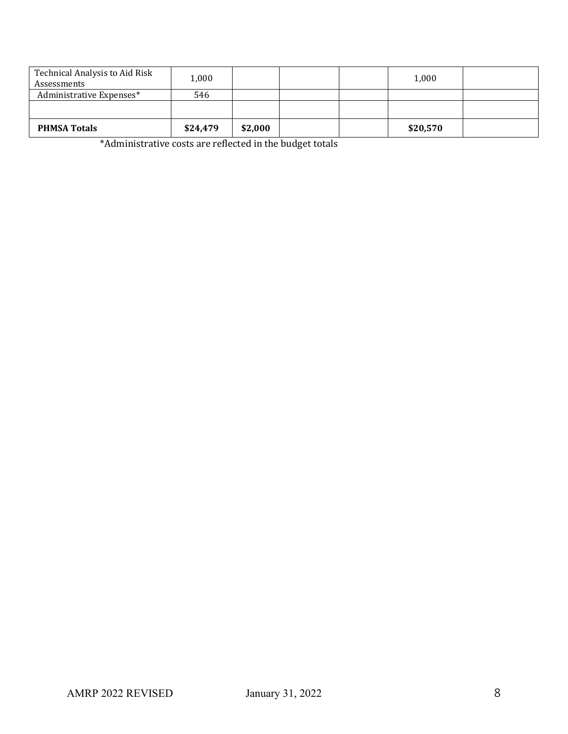| | | | | | | |
|---|---|---|---|---|---|---|
| Technical Analysis to Aid Risk Assessments | 1,000 | | | | 1,000 | |
| Administrative Expenses* | 546 | | | | | |
| | | | | | | |
| **PHMSA Totals** | **$24,479** | **$2,000** | | | **$20,570** | |

*Administrative costs are reflected in the budget totals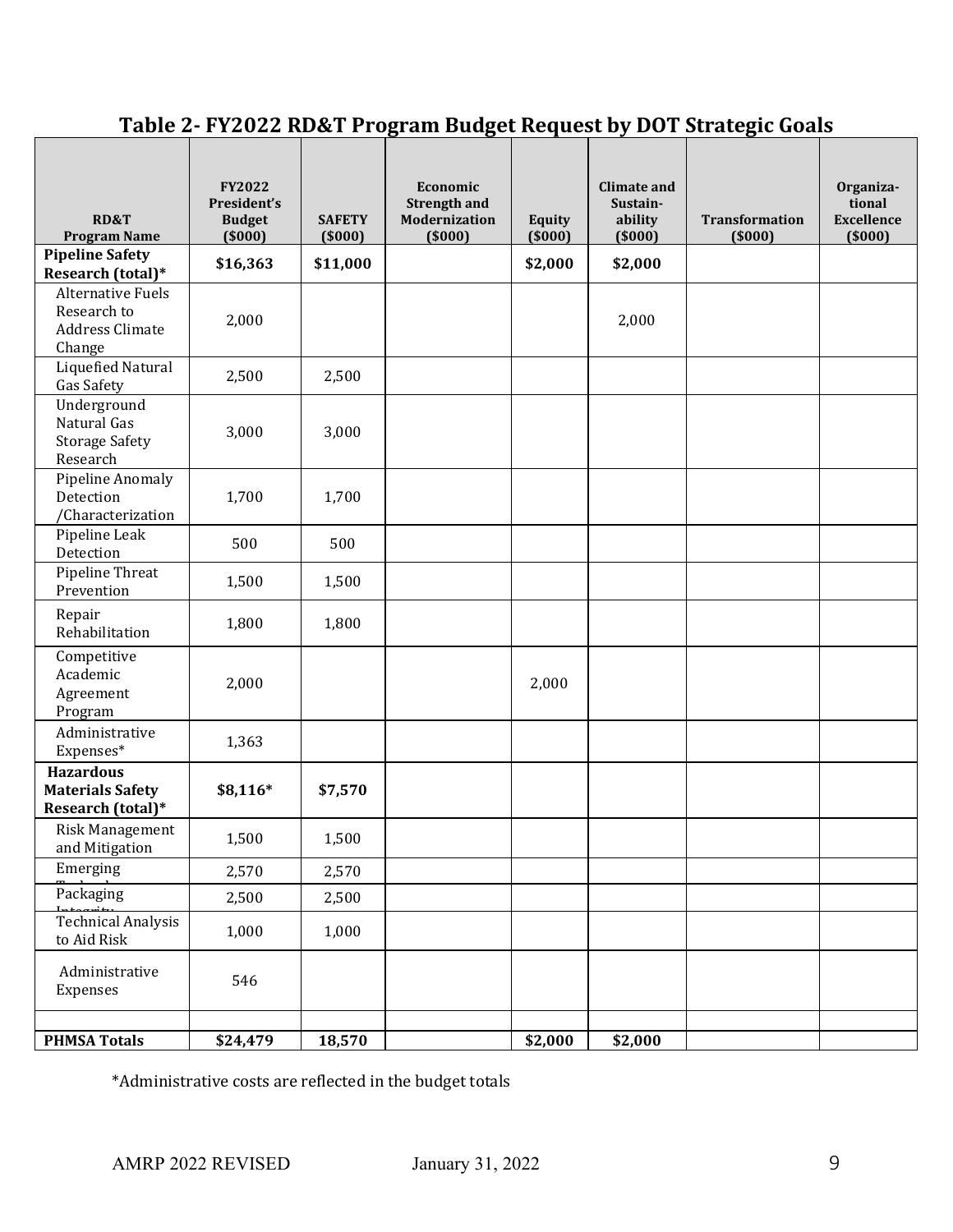## Table 2- FY2022 RD&T Program Budget Request by DOT Strategic Goals

| RD&T Program Name | FY2022 President's Budget ($000) | SAFETY ($000) | Economic Strength and Modernization ($000) | Equity ($000) | Climate and Sustain-ability ($000) | Transformation ($000) | Organiza-tional Excellence ($000) |
|---|---|---|---|---|---|---|---|
| **Pipeline Safety Research (total)*** | **$16,363** | **$11,000** | | **$2,000** | **$2,000** | | |
| Alternative Fuels Research to Address Climate Change | 2,000 | | | | 2,000 | | |
| Liquefied Natural Gas Safety | 2,500 | 2,500 | | | | | |
| Underground Natural Gas Storage Safety Research | 3,000 | 3,000 | | | | | |
| Pipeline Anomaly Detection /Characterization | 1,700 | 1,700 | | | | | |
| Pipeline Leak Detection | 500 | 500 | | | | | |
| Pipeline Threat Prevention | 1,500 | 1,500 | | | | | |
| Repair Rehabilitation | 1,800 | 1,800 | | | | | |
| Competitive Academic Agreement Program | 2,000 | | | 2,000 | | | |
| Administrative Expenses* | 1,363 | | | | | | |
| **Hazardous Materials Safety Research (total)*** | **$8,116*** | **$7,570** | | | | | |
| Risk Management and Mitigation | 1,500 | 1,500 | | | | | |
| Emerging Technology | 2,570 | 2,570 | | | | | |
| Packaging Integrity | 2,500 | 2,500 | | | | | |
| Technical Analysis to Aid Risk | 1,000 | 1,000 | | | | | |
| Administrative Expenses | 546 | | | | | | |
| | | | | | | | |
| **PHMSA Totals** | **$24,479** | **18,570** | | **$2,000** | **$2,000** | | |

*Administrative costs are reflected in the budget totals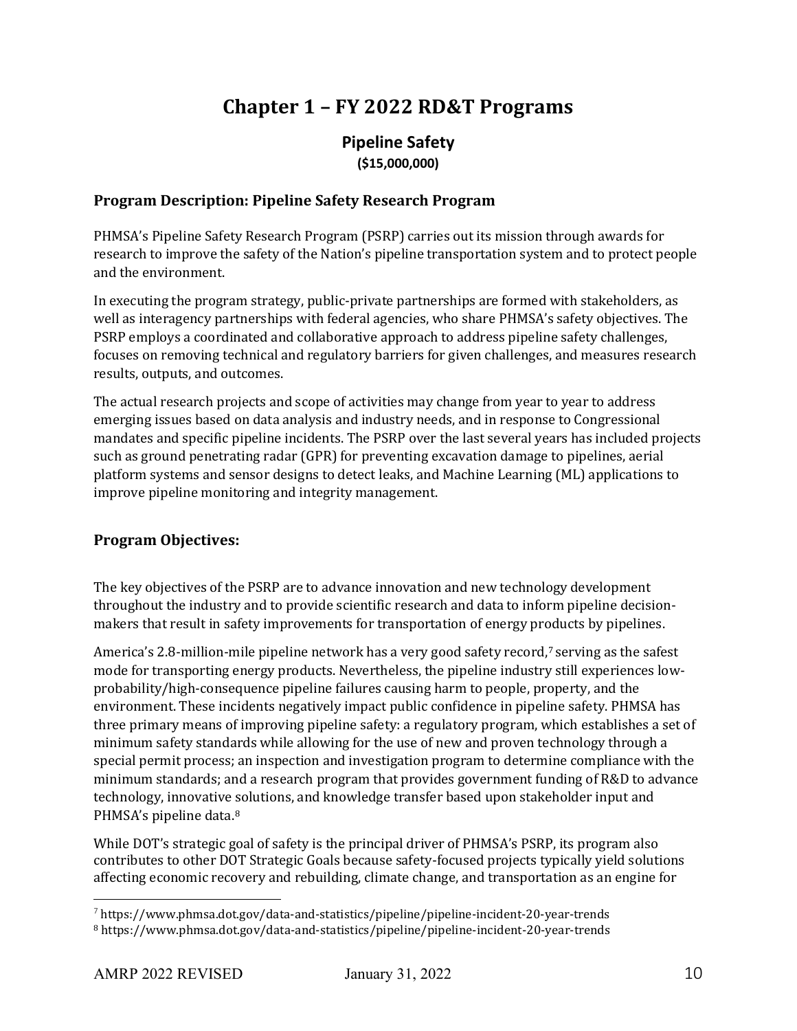# Chapter 1 – FY 2022 RD&T Programs

## Pipeline Safety

**($15,000,000)**

### Program Description: Pipeline Safety Research Program

PHMSA's Pipeline Safety Research Program (PSRP) carries out its mission through awards for research to improve the safety of the Nation's pipeline transportation system and to protect people and the environment.

In executing the program strategy, public-private partnerships are formed with stakeholders, as well as interagency partnerships with federal agencies, who share PHMSA's safety objectives. The PSRP employs a coordinated and collaborative approach to address pipeline safety challenges, focuses on removing technical and regulatory barriers for given challenges, and measures research results, outputs, and outcomes.

The actual research projects and scope of activities may change from year to year to address emerging issues based on data analysis and industry needs, and in response to Congressional mandates and specific pipeline incidents. The PSRP over the last several years has included projects such as ground penetrating radar (GPR) for preventing excavation damage to pipelines, aerial platform systems and sensor designs to detect leaks, and Machine Learning (ML) applications to improve pipeline monitoring and integrity management.

### Program Objectives:

The key objectives of the PSRP are to advance innovation and new technology development throughout the industry and to provide scientific research and data to inform pipeline decision-makers that result in safety improvements for transportation of energy products by pipelines.

America's 2.8-million-mile pipeline network has a very good safety record,[7] serving as the safest mode for transporting energy products. Nevertheless, the pipeline industry still experiences low-probability/high-consequence pipeline failures causing harm to people, property, and the environment. These incidents negatively impact public confidence in pipeline safety. PHMSA has three primary means of improving pipeline safety: a regulatory program, which establishes a set of minimum safety standards while allowing for the use of new and proven technology through a special permit process; an inspection and investigation program to determine compliance with the minimum standards; and a research program that provides government funding of R&D to advance technology, innovative solutions, and knowledge transfer based upon stakeholder input and PHMSA's pipeline data.[8]

While DOT's strategic goal of safety is the principal driver of PHMSA's PSRP, its program also contributes to other DOT Strategic Goals because safety-focused projects typically yield solutions affecting economic recovery and rebuilding, climate change, and transportation as an engine for

---

[7] https://www.phmsa.dot.gov/data-and-statistics/pipeline/pipeline-incident-20-year-trends

[8] https://www.phmsa.dot.gov/data-and-statistics/pipeline/pipeline-incident-20-year-trends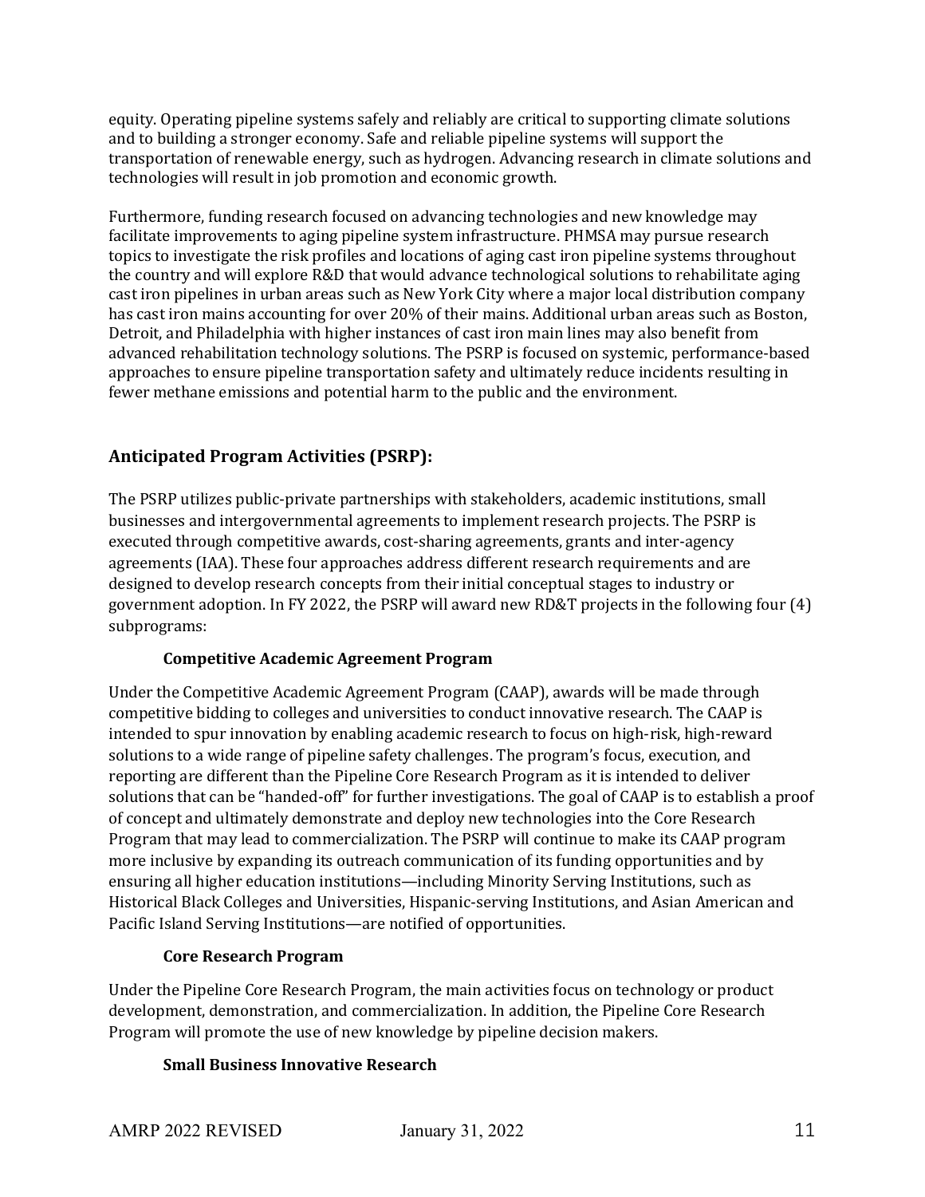equity. Operating pipeline systems safely and reliably are critical to supporting climate solutions and to building a stronger economy. Safe and reliable pipeline systems will support the transportation of renewable energy, such as hydrogen. Advancing research in climate solutions and technologies will result in job promotion and economic growth.

Furthermore, funding research focused on advancing technologies and new knowledge may facilitate improvements to aging pipeline system infrastructure. PHMSA may pursue research topics to investigate the risk profiles and locations of aging cast iron pipeline systems throughout the country and will explore R&D that would advance technological solutions to rehabilitate aging cast iron pipelines in urban areas such as New York City where a major local distribution company has cast iron mains accounting for over 20% of their mains. Additional urban areas such as Boston, Detroit, and Philadelphia with higher instances of cast iron main lines may also benefit from advanced rehabilitation technology solutions. The PSRP is focused on systemic, performance-based approaches to ensure pipeline transportation safety and ultimately reduce incidents resulting in fewer methane emissions and potential harm to the public and the environment.

## Anticipated Program Activities (PSRP):

The PSRP utilizes public-private partnerships with stakeholders, academic institutions, small businesses and intergovernmental agreements to implement research projects. The PSRP is executed through competitive awards, cost-sharing agreements, grants and inter-agency agreements (IAA). These four approaches address different research requirements and are designed to develop research concepts from their initial conceptual stages to industry or government adoption. In FY 2022, the PSRP will award new RD&T projects in the following four (4) subprograms:

### Competitive Academic Agreement Program

Under the Competitive Academic Agreement Program (CAAP), awards will be made through competitive bidding to colleges and universities to conduct innovative research. The CAAP is intended to spur innovation by enabling academic research to focus on high-risk, high-reward solutions to a wide range of pipeline safety challenges. The program's focus, execution, and reporting are different than the Pipeline Core Research Program as it is intended to deliver solutions that can be "handed-off" for further investigations. The goal of CAAP is to establish a proof of concept and ultimately demonstrate and deploy new technologies into the Core Research Program that may lead to commercialization. The PSRP will continue to make its CAAP program more inclusive by expanding its outreach communication of its funding opportunities and by ensuring all higher education institutions—including Minority Serving Institutions, such as Historical Black Colleges and Universities, Hispanic-serving Institutions, and Asian American and Pacific Island Serving Institutions—are notified of opportunities.

### Core Research Program

Under the Pipeline Core Research Program, the main activities focus on technology or product development, demonstration, and commercialization. In addition, the Pipeline Core Research Program will promote the use of new knowledge by pipeline decision makers.

### Small Business Innovative Research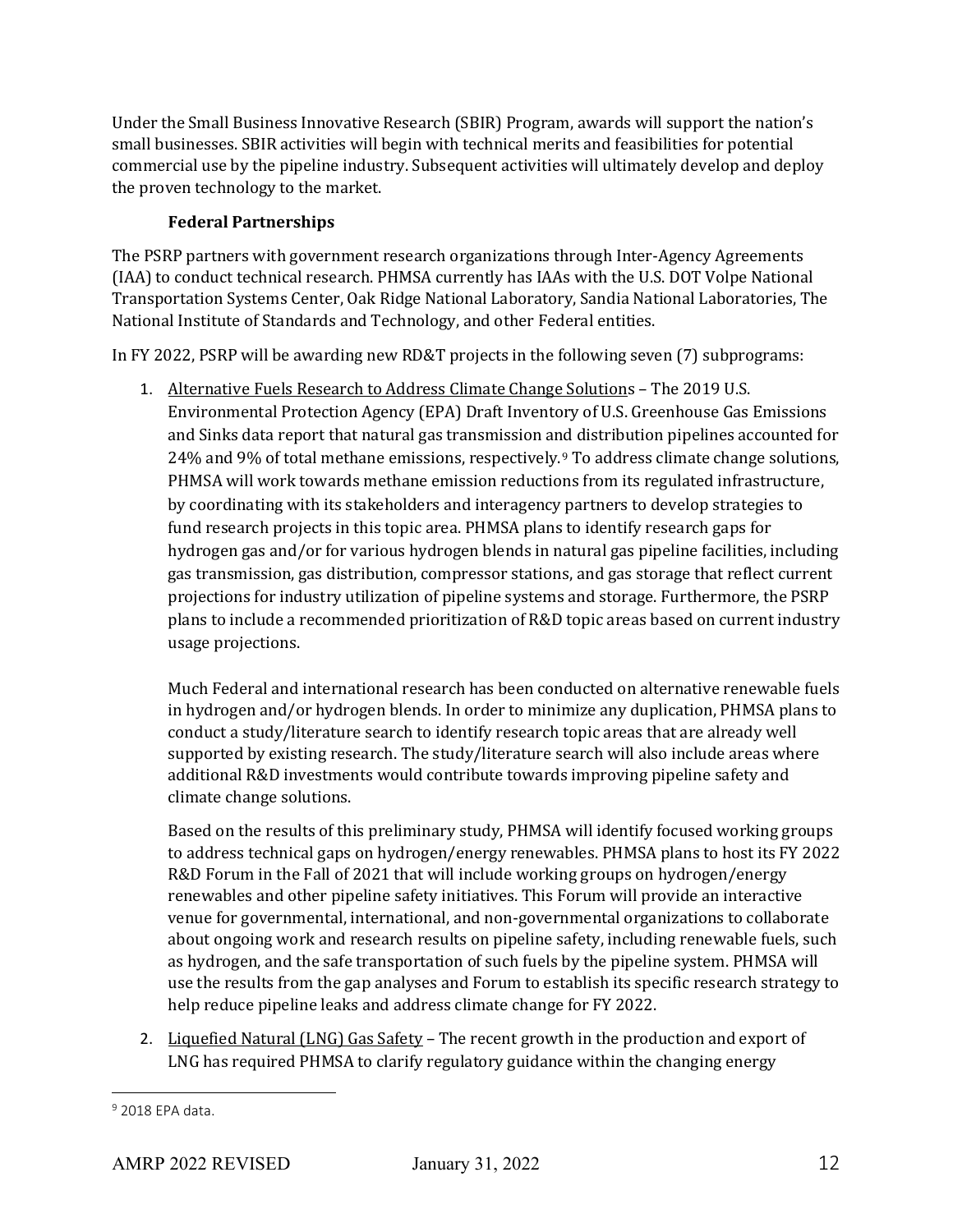Under the Small Business Innovative Research (SBIR) Program, awards will support the nation's small businesses. SBIR activities will begin with technical merits and feasibilities for potential commercial use by the pipeline industry. Subsequent activities will ultimately develop and deploy the proven technology to the market.

**Federal Partnerships**

The PSRP partners with government research organizations through Inter-Agency Agreements (IAA) to conduct technical research. PHMSA currently has IAAs with the U.S. DOT Volpe National Transportation Systems Center, Oak Ridge National Laboratory, Sandia National Laboratories, The National Institute of Standards and Technology, and other Federal entities.

In FY 2022, PSRP will be awarding new RD&T projects in the following seven (7) subprograms:

1. <u>Alternative Fuels Research to Address Climate Change Solution</u>s – The 2019 U.S. Environmental Protection Agency (EPA) Draft Inventory of U.S. Greenhouse Gas Emissions and Sinks data report that natural gas transmission and distribution pipelines accounted for 24% and 9% of total methane emissions, respectively.[9] To address climate change solutions, PHMSA will work towards methane emission reductions from its regulated infrastructure, by coordinating with its stakeholders and interagency partners to develop strategies to fund research projects in this topic area. PHMSA plans to identify research gaps for hydrogen gas and/or for various hydrogen blends in natural gas pipeline facilities, including gas transmission, gas distribution, compressor stations, and gas storage that reflect current projections for industry utilization of pipeline systems and storage. Furthermore, the PSRP plans to include a recommended prioritization of R&D topic areas based on current industry usage projections.

   Much Federal and international research has been conducted on alternative renewable fuels in hydrogen and/or hydrogen blends. In order to minimize any duplication, PHMSA plans to conduct a study/literature search to identify research topic areas that are already well supported by existing research. The study/literature search will also include areas where additional R&D investments would contribute towards improving pipeline safety and climate change solutions.

   Based on the results of this preliminary study, PHMSA will identify focused working groups to address technical gaps on hydrogen/energy renewables. PHMSA plans to host its FY 2022 R&D Forum in the Fall of 2021 that will include working groups on hydrogen/energy renewables and other pipeline safety initiatives. This Forum will provide an interactive venue for governmental, international, and non-governmental organizations to collaborate about ongoing work and research results on pipeline safety, including renewable fuels, such as hydrogen, and the safe transportation of such fuels by the pipeline system. PHMSA will use the results from the gap analyses and Forum to establish its specific research strategy to help reduce pipeline leaks and address climate change for FY 2022.

2. <u>Liquefied Natural (LNG) Gas Safety</u> – The recent growth in the production and export of LNG has required PHMSA to clarify regulatory guidance within the changing energy

[9] 2018 EPA data.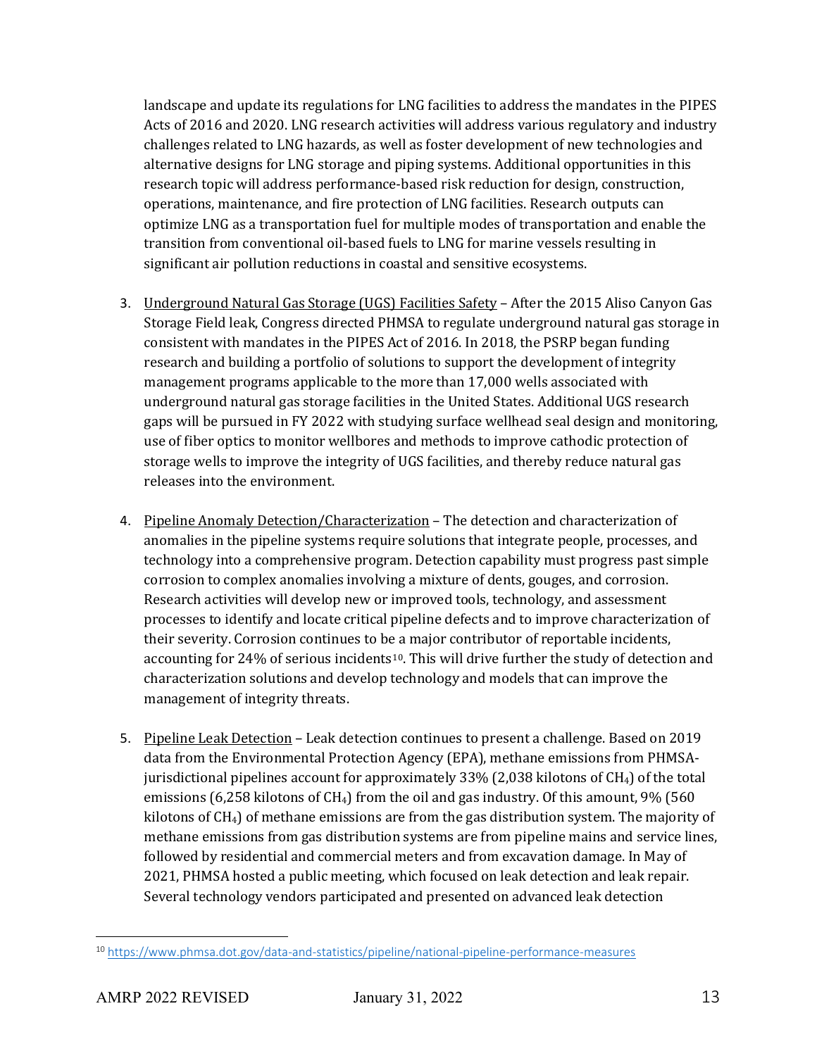landscape and update its regulations for LNG facilities to address the mandates in the PIPES Acts of 2016 and 2020. LNG research activities will address various regulatory and industry challenges related to LNG hazards, as well as foster development of new technologies and alternative designs for LNG storage and piping systems. Additional opportunities in this research topic will address performance-based risk reduction for design, construction, operations, maintenance, and fire protection of LNG facilities. Research outputs can optimize LNG as a transportation fuel for multiple modes of transportation and enable the transition from conventional oil-based fuels to LNG for marine vessels resulting in significant air pollution reductions in coastal and sensitive ecosystems.

3. Underground Natural Gas Storage (UGS) Facilities Safety – After the 2015 Aliso Canyon Gas Storage Field leak, Congress directed PHMSA to regulate underground natural gas storage in consistent with mandates in the PIPES Act of 2016. In 2018, the PSRP began funding research and building a portfolio of solutions to support the development of integrity management programs applicable to the more than 17,000 wells associated with underground natural gas storage facilities in the United States. Additional UGS research gaps will be pursued in FY 2022 with studying surface wellhead seal design and monitoring, use of fiber optics to monitor wellbores and methods to improve cathodic protection of storage wells to improve the integrity of UGS facilities, and thereby reduce natural gas releases into the environment.

4. Pipeline Anomaly Detection/Characterization – The detection and characterization of anomalies in the pipeline systems require solutions that integrate people, processes, and technology into a comprehensive program. Detection capability must progress past simple corrosion to complex anomalies involving a mixture of dents, gouges, and corrosion. Research activities will develop new or improved tools, technology, and assessment processes to identify and locate critical pipeline defects and to improve characterization of their severity. Corrosion continues to be a major contributor of reportable incidents, accounting for 24% of serious incidents[10]. This will drive further the study of detection and characterization solutions and develop technology and models that can improve the management of integrity threats.

5. Pipeline Leak Detection – Leak detection continues to present a challenge. Based on 2019 data from the Environmental Protection Agency (EPA), methane emissions from PHMSA-jurisdictional pipelines account for approximately 33% (2,038 kilotons of $CH_4$) of the total emissions (6,258 kilotons of $CH_4$) from the oil and gas industry. Of this amount, 9% (560 kilotons of $CH_4$) of methane emissions are from the gas distribution system. The majority of methane emissions from gas distribution systems are from pipeline mains and service lines, followed by residential and commercial meters and from excavation damage. In May of 2021, PHMSA hosted a public meeting, which focused on leak detection and leak repair. Several technology vendors participated and presented on advanced leak detection

[10] https://www.phmsa.dot.gov/data-and-statistics/pipeline/national-pipeline-performance-measures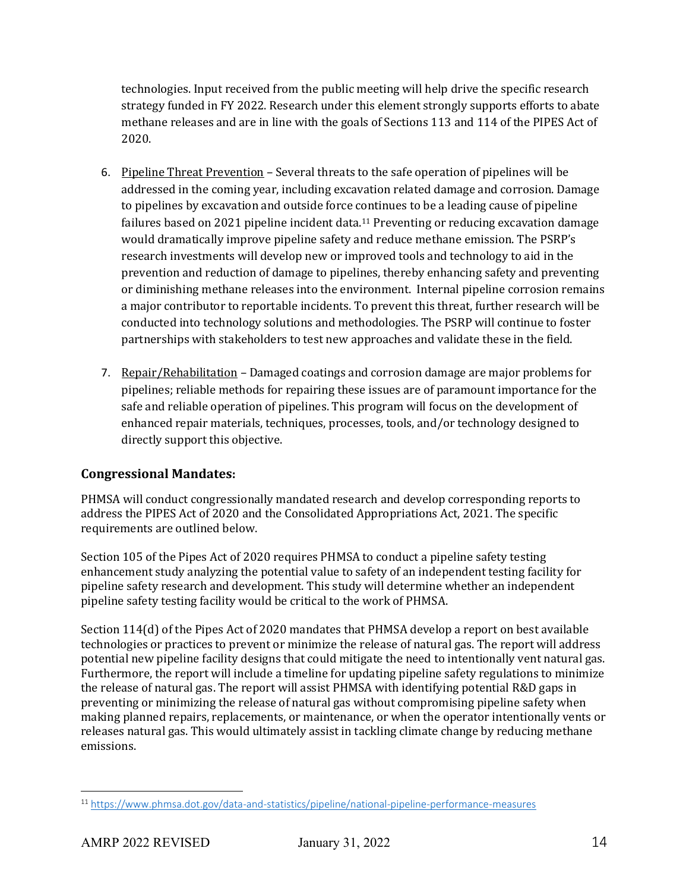technologies. Input received from the public meeting will help drive the specific research strategy funded in FY 2022. Research under this element strongly supports efforts to abate methane releases and are in line with the goals of Sections 113 and 114 of the PIPES Act of 2020.

6. Pipeline Threat Prevention – Several threats to the safe operation of pipelines will be addressed in the coming year, including excavation related damage and corrosion. Damage to pipelines by excavation and outside force continues to be a leading cause of pipeline failures based on 2021 pipeline incident data.[11] Preventing or reducing excavation damage would dramatically improve pipeline safety and reduce methane emission. The PSRP's research investments will develop new or improved tools and technology to aid in the prevention and reduction of damage to pipelines, thereby enhancing safety and preventing or diminishing methane releases into the environment. Internal pipeline corrosion remains a major contributor to reportable incidents. To prevent this threat, further research will be conducted into technology solutions and methodologies. The PSRP will continue to foster partnerships with stakeholders to test new approaches and validate these in the field.

7. Repair/Rehabilitation – Damaged coatings and corrosion damage are major problems for pipelines; reliable methods for repairing these issues are of paramount importance for the safe and reliable operation of pipelines. This program will focus on the development of enhanced repair materials, techniques, processes, tools, and/or technology designed to directly support this objective.

## Congressional Mandates:

PHMSA will conduct congressionally mandated research and develop corresponding reports to address the PIPES Act of 2020 and the Consolidated Appropriations Act, 2021. The specific requirements are outlined below.

Section 105 of the Pipes Act of 2020 requires PHMSA to conduct a pipeline safety testing enhancement study analyzing the potential value to safety of an independent testing facility for pipeline safety research and development. This study will determine whether an independent pipeline safety testing facility would be critical to the work of PHMSA.

Section 114(d) of the Pipes Act of 2020 mandates that PHMSA develop a report on best available technologies or practices to prevent or minimize the release of natural gas. The report will address potential new pipeline facility designs that could mitigate the need to intentionally vent natural gas. Furthermore, the report will include a timeline for updating pipeline safety regulations to minimize the release of natural gas. The report will assist PHMSA with identifying potential R&D gaps in preventing or minimizing the release of natural gas without compromising pipeline safety when making planned repairs, replacements, or maintenance, or when the operator intentionally vents or releases natural gas. This would ultimately assist in tackling climate change by reducing methane emissions.

[11] https://www.phmsa.dot.gov/data-and-statistics/pipeline/national-pipeline-performance-measures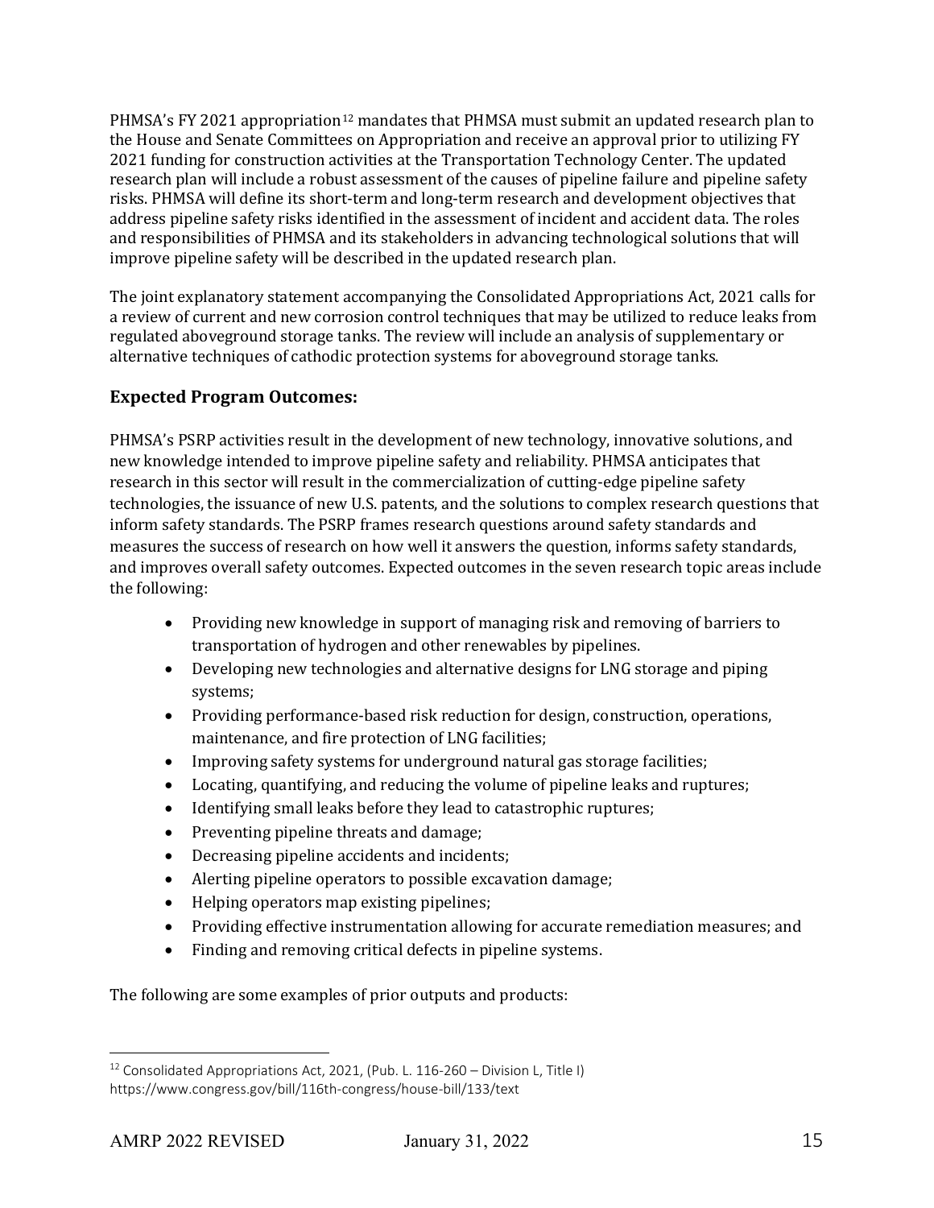PHMSA's FY 2021 appropriation[12] mandates that PHMSA must submit an updated research plan to the House and Senate Committees on Appropriation and receive an approval prior to utilizing FY 2021 funding for construction activities at the Transportation Technology Center. The updated research plan will include a robust assessment of the causes of pipeline failure and pipeline safety risks. PHMSA will define its short-term and long-term research and development objectives that address pipeline safety risks identified in the assessment of incident and accident data. The roles and responsibilities of PHMSA and its stakeholders in advancing technological solutions that will improve pipeline safety will be described in the updated research plan.

The joint explanatory statement accompanying the Consolidated Appropriations Act, 2021 calls for a review of current and new corrosion control techniques that may be utilized to reduce leaks from regulated aboveground storage tanks. The review will include an analysis of supplementary or alternative techniques of cathodic protection systems for aboveground storage tanks.

### Expected Program Outcomes:

PHMSA's PSRP activities result in the development of new technology, innovative solutions, and new knowledge intended to improve pipeline safety and reliability. PHMSA anticipates that research in this sector will result in the commercialization of cutting-edge pipeline safety technologies, the issuance of new U.S. patents, and the solutions to complex research questions that inform safety standards. The PSRP frames research questions around safety standards and measures the success of research on how well it answers the question, informs safety standards, and improves overall safety outcomes. Expected outcomes in the seven research topic areas include the following:

- Providing new knowledge in support of managing risk and removing of barriers to transportation of hydrogen and other renewables by pipelines.
- Developing new technologies and alternative designs for LNG storage and piping systems;
- Providing performance-based risk reduction for design, construction, operations, maintenance, and fire protection of LNG facilities;
- Improving safety systems for underground natural gas storage facilities;
- Locating, quantifying, and reducing the volume of pipeline leaks and ruptures;
- Identifying small leaks before they lead to catastrophic ruptures;
- Preventing pipeline threats and damage;
- Decreasing pipeline accidents and incidents;
- Alerting pipeline operators to possible excavation damage;
- Helping operators map existing pipelines;
- Providing effective instrumentation allowing for accurate remediation measures; and
- Finding and removing critical defects in pipeline systems.

The following are some examples of prior outputs and products:

[12] Consolidated Appropriations Act, 2021, (Pub. L. 116-260 – Division L, Title I) https://www.congress.gov/bill/116th-congress/house-bill/133/text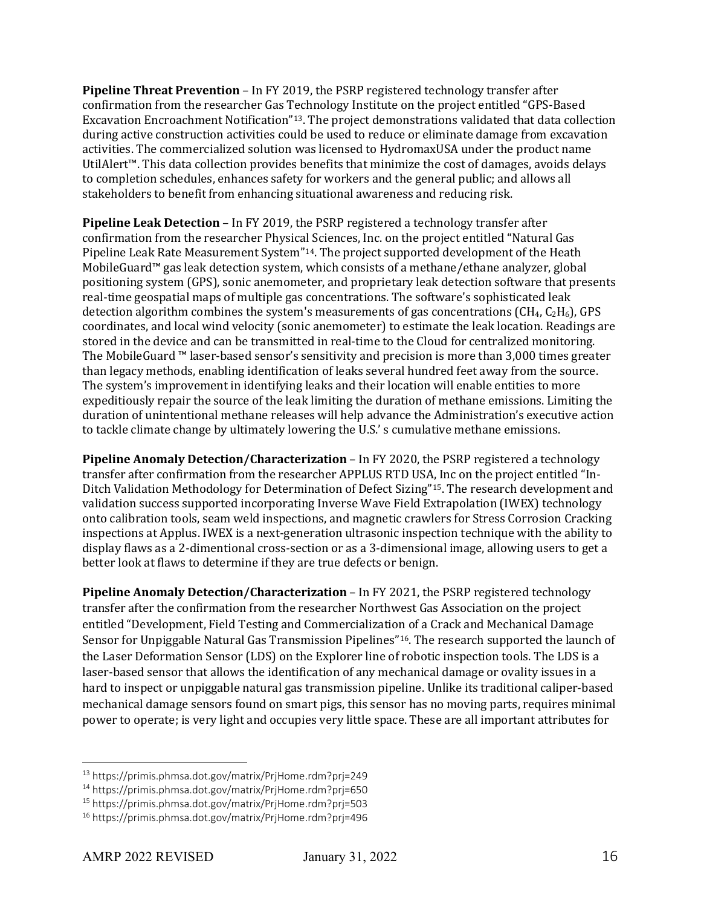**Pipeline Threat Prevention** – In FY 2019, the PSRP registered technology transfer after confirmation from the researcher Gas Technology Institute on the project entitled "GPS-Based Excavation Encroachment Notification"[13]. The project demonstrations validated that data collection during active construction activities could be used to reduce or eliminate damage from excavation activities. The commercialized solution was licensed to HydromaxUSA under the product name UtilAlert™. This data collection provides benefits that minimize the cost of damages, avoids delays to completion schedules, enhances safety for workers and the general public; and allows all stakeholders to benefit from enhancing situational awareness and reducing risk.

**Pipeline Leak Detection** – In FY 2019, the PSRP registered a technology transfer after confirmation from the researcher Physical Sciences, Inc. on the project entitled "Natural Gas Pipeline Leak Rate Measurement System"[14]. The project supported development of the Heath MobileGuard™ gas leak detection system, which consists of a methane/ethane analyzer, global positioning system (GPS), sonic anemometer, and proprietary leak detection software that presents real-time geospatial maps of multiple gas concentrations. The software's sophisticated leak detection algorithm combines the system's measurements of gas concentrations ($CH_4$, $C_2H_6$), GPS coordinates, and local wind velocity (sonic anemometer) to estimate the leak location. Readings are stored in the device and can be transmitted in real-time to the Cloud for centralized monitoring. The MobileGuard ™ laser-based sensor's sensitivity and precision is more than 3,000 times greater than legacy methods, enabling identification of leaks several hundred feet away from the source. The system's improvement in identifying leaks and their location will enable entities to more expeditiously repair the source of the leak limiting the duration of methane emissions. Limiting the duration of unintentional methane releases will help advance the Administration's executive action to tackle climate change by ultimately lowering the U.S.' s cumulative methane emissions.

**Pipeline Anomaly Detection/Characterization** – In FY 2020, the PSRP registered a technology transfer after confirmation from the researcher APPLUS RTD USA, Inc on the project entitled "In-Ditch Validation Methodology for Determination of Defect Sizing"[15]. The research development and validation success supported incorporating Inverse Wave Field Extrapolation (IWEX) technology onto calibration tools, seam weld inspections, and magnetic crawlers for Stress Corrosion Cracking inspections at Applus. IWEX is a next-generation ultrasonic inspection technique with the ability to display flaws as a 2-dimentional cross-section or as a 3-dimensional image, allowing users to get a better look at flaws to determine if they are true defects or benign.

**Pipeline Anomaly Detection/Characterization** – In FY 2021, the PSRP registered technology transfer after the confirmation from the researcher Northwest Gas Association on the project entitled "Development, Field Testing and Commercialization of a Crack and Mechanical Damage Sensor for Unpiggable Natural Gas Transmission Pipelines"[16]. The research supported the launch of the Laser Deformation Sensor (LDS) on the Explorer line of robotic inspection tools. The LDS is a laser-based sensor that allows the identification of any mechanical damage or ovality issues in a hard to inspect or unpiggable natural gas transmission pipeline. Unlike its traditional caliper-based mechanical damage sensors found on smart pigs, this sensor has no moving parts, requires minimal power to operate; is very light and occupies very little space. These are all important attributes for

---

[13] https://primis.phmsa.dot.gov/matrix/PrjHome.rdm?prj=249
[14] https://primis.phmsa.dot.gov/matrix/PrjHome.rdm?prj=650
[15] https://primis.phmsa.dot.gov/matrix/PrjHome.rdm?prj=503
[16] https://primis.phmsa.dot.gov/matrix/PrjHome.rdm?prj=496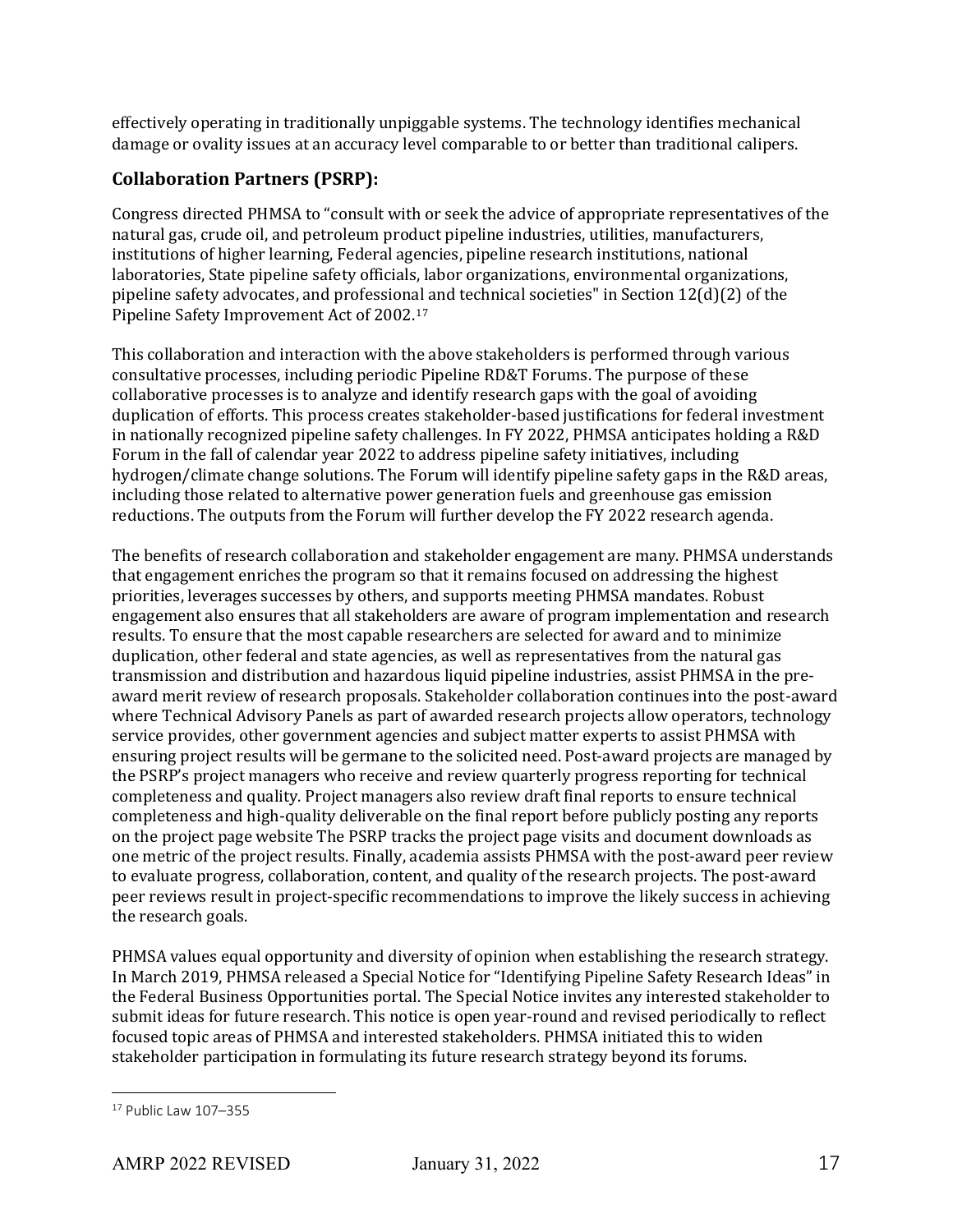effectively operating in traditionally unpiggable systems. The technology identifies mechanical damage or ovality issues at an accuracy level comparable to or better than traditional calipers.

## Collaboration Partners (PSRP):

Congress directed PHMSA to "consult with or seek the advice of appropriate representatives of the natural gas, crude oil, and petroleum product pipeline industries, utilities, manufacturers, institutions of higher learning, Federal agencies, pipeline research institutions, national laboratories, State pipeline safety officials, labor organizations, environmental organizations, pipeline safety advocates, and professional and technical societies" in Section 12(d)(2) of the Pipeline Safety Improvement Act of 2002.[17]

This collaboration and interaction with the above stakeholders is performed through various consultative processes, including periodic Pipeline RD&T Forums. The purpose of these collaborative processes is to analyze and identify research gaps with the goal of avoiding duplication of efforts. This process creates stakeholder-based justifications for federal investment in nationally recognized pipeline safety challenges. In FY 2022, PHMSA anticipates holding a R&D Forum in the fall of calendar year 2022 to address pipeline safety initiatives, including hydrogen/climate change solutions. The Forum will identify pipeline safety gaps in the R&D areas, including those related to alternative power generation fuels and greenhouse gas emission reductions. The outputs from the Forum will further develop the FY 2022 research agenda.

The benefits of research collaboration and stakeholder engagement are many. PHMSA understands that engagement enriches the program so that it remains focused on addressing the highest priorities, leverages successes by others, and supports meeting PHMSA mandates. Robust engagement also ensures that all stakeholders are aware of program implementation and research results. To ensure that the most capable researchers are selected for award and to minimize duplication, other federal and state agencies, as well as representatives from the natural gas transmission and distribution and hazardous liquid pipeline industries, assist PHMSA in the pre-award merit review of research proposals. Stakeholder collaboration continues into the post-award where Technical Advisory Panels as part of awarded research projects allow operators, technology service provides, other government agencies and subject matter experts to assist PHMSA with ensuring project results will be germane to the solicited need. Post-award projects are managed by the PSRP's project managers who receive and review quarterly progress reporting for technical completeness and quality. Project managers also review draft final reports to ensure technical completeness and high-quality deliverable on the final report before publicly posting any reports on the project page website The PSRP tracks the project page visits and document downloads as one metric of the project results. Finally, academia assists PHMSA with the post-award peer review to evaluate progress, collaboration, content, and quality of the research projects. The post-award peer reviews result in project-specific recommendations to improve the likely success in achieving the research goals.

PHMSA values equal opportunity and diversity of opinion when establishing the research strategy. In March 2019, PHMSA released a Special Notice for "Identifying Pipeline Safety Research Ideas" in the Federal Business Opportunities portal. The Special Notice invites any interested stakeholder to submit ideas for future research. This notice is open year-round and revised periodically to reflect focused topic areas of PHMSA and interested stakeholders. PHMSA initiated this to widen stakeholder participation in formulating its future research strategy beyond its forums.

[17] Public Law 107–355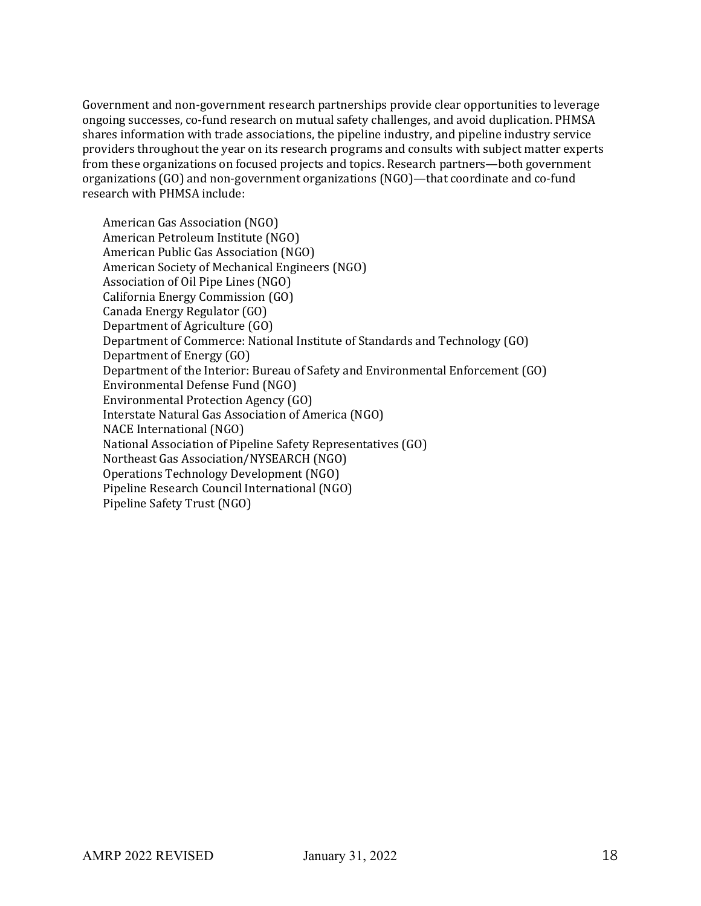Government and non-government research partnerships provide clear opportunities to leverage ongoing successes, co-fund research on mutual safety challenges, and avoid duplication. PHMSA shares information with trade associations, the pipeline industry, and pipeline industry service providers throughout the year on its research programs and consults with subject matter experts from these organizations on focused projects and topics. Research partners—both government organizations (GO) and non-government organizations (NGO)—that coordinate and co-fund research with PHMSA include:

- American Gas Association (NGO)
- American Petroleum Institute (NGO)
- American Public Gas Association (NGO)
- American Society of Mechanical Engineers (NGO)
- Association of Oil Pipe Lines (NGO)
- California Energy Commission (GO)
- Canada Energy Regulator (GO)
- Department of Agriculture (GO)
- Department of Commerce: National Institute of Standards and Technology (GO)
- Department of Energy (GO)
- Department of the Interior: Bureau of Safety and Environmental Enforcement (GO)
- Environmental Defense Fund (NGO)
- Environmental Protection Agency (GO)
- Interstate Natural Gas Association of America (NGO)
- NACE International (NGO)
- National Association of Pipeline Safety Representatives (GO)
- Northeast Gas Association/NYSEARCH (NGO)
- Operations Technology Development (NGO)
- Pipeline Research Council International (NGO)
- Pipeline Safety Trust (NGO)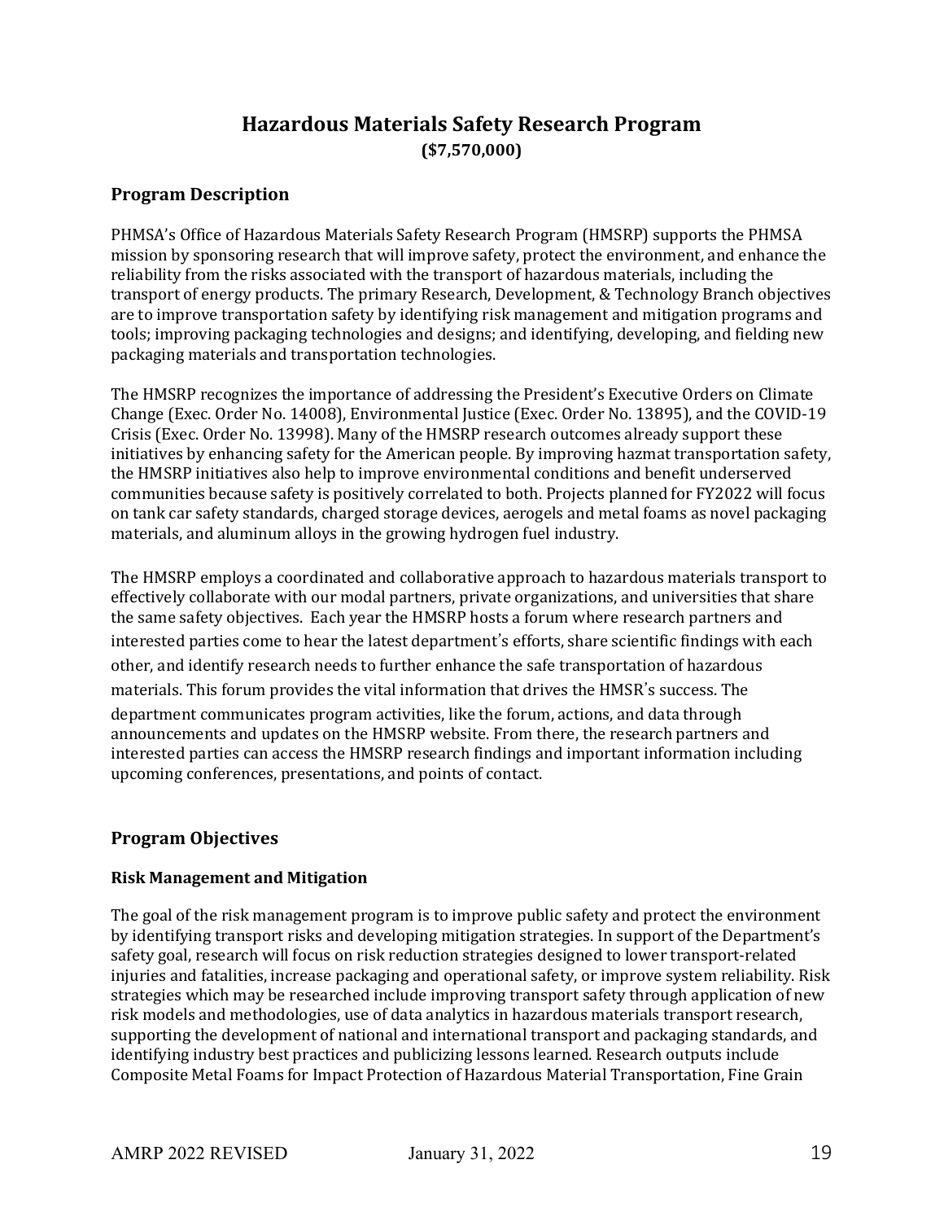# Hazardous Materials Safety Research Program

**($7,570,000)**

## Program Description

PHMSA's Office of Hazardous Materials Safety Research Program (HMSRP) supports the PHMSA mission by sponsoring research that will improve safety, protect the environment, and enhance the reliability from the risks associated with the transport of hazardous materials, including the transport of energy products. The primary Research, Development, & Technology Branch objectives are to improve transportation safety by identifying risk management and mitigation programs and tools; improving packaging technologies and designs; and identifying, developing, and fielding new packaging materials and transportation technologies.

The HMSRP recognizes the importance of addressing the President's Executive Orders on Climate Change (Exec. Order No. 14008), Environmental Justice (Exec. Order No. 13895), and the COVID-19 Crisis (Exec. Order No. 13998). Many of the HMSRP research outcomes already support these initiatives by enhancing safety for the American people. By improving hazmat transportation safety, the HMSRP initiatives also help to improve environmental conditions and benefit underserved communities because safety is positively correlated to both. Projects planned for FY2022 will focus on tank car safety standards, charged storage devices, aerogels and metal foams as novel packaging materials, and aluminum alloys in the growing hydrogen fuel industry.

The HMSRP employs a coordinated and collaborative approach to hazardous materials transport to effectively collaborate with our modal partners, private organizations, and universities that share the same safety objectives. Each year the HMSRP hosts a forum where research partners and interested parties come to hear the latest department's efforts, share scientific findings with each other, and identify research needs to further enhance the safe transportation of hazardous materials. This forum provides the vital information that drives the HMSR's success. The department communicates program activities, like the forum, actions, and data through announcements and updates on the HMSRP website. From there, the research partners and interested parties can access the HMSRP research findings and important information including upcoming conferences, presentations, and points of contact.

## Program Objectives

### Risk Management and Mitigation

The goal of the risk management program is to improve public safety and protect the environment by identifying transport risks and developing mitigation strategies. In support of the Department's safety goal, research will focus on risk reduction strategies designed to lower transport-related injuries and fatalities, increase packaging and operational safety, or improve system reliability. Risk strategies which may be researched include improving transport safety through application of new risk models and methodologies, use of data analytics in hazardous materials transport research, supporting the development of national and international transport and packaging standards, and identifying industry best practices and publicizing lessons learned. Research outputs include Composite Metal Foams for Impact Protection of Hazardous Material Transportation, Fine Grain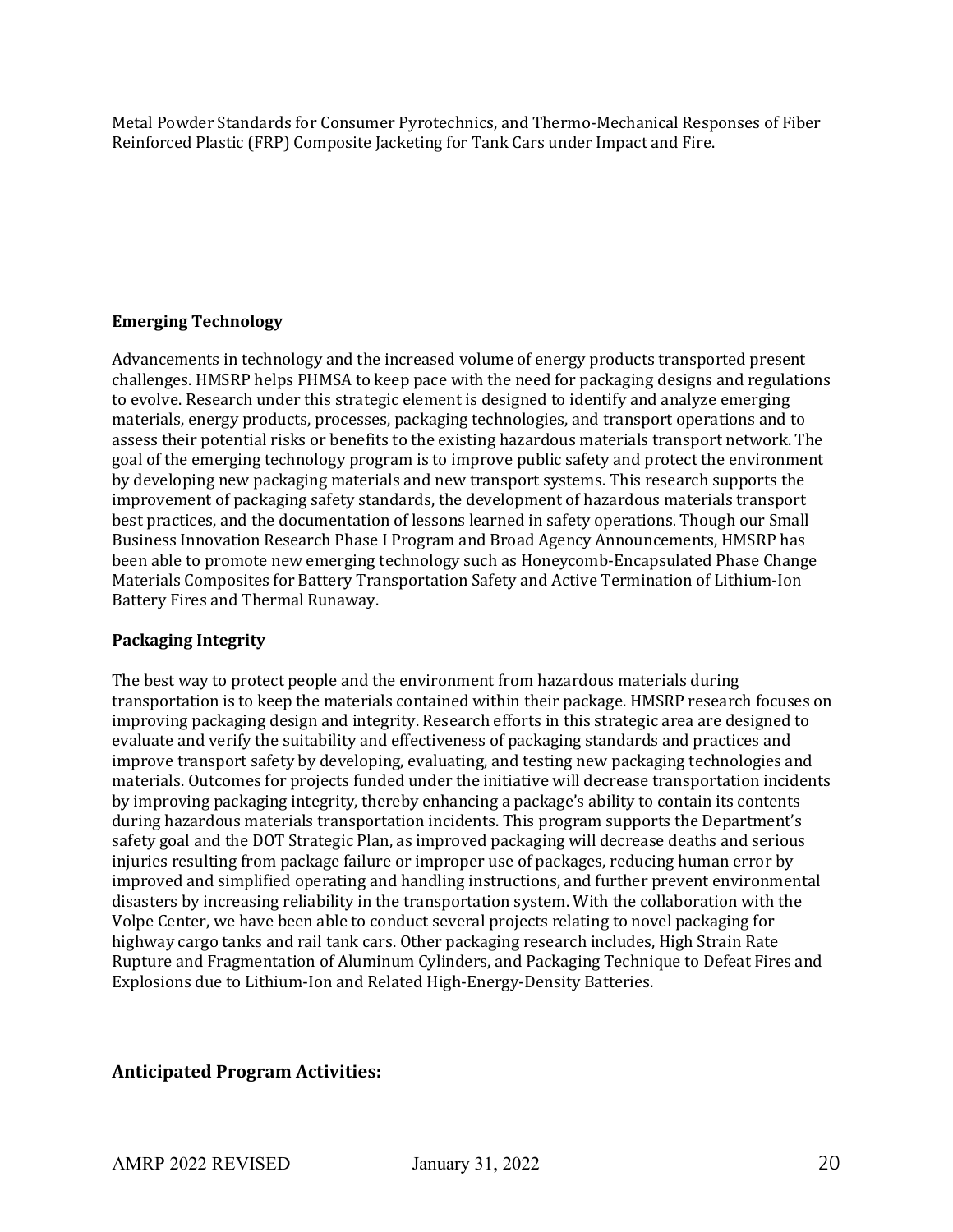Metal Powder Standards for Consumer Pyrotechnics, and Thermo-Mechanical Responses of Fiber Reinforced Plastic (FRP) Composite Jacketing for Tank Cars under Impact and Fire.

**Emerging Technology**

Advancements in technology and the increased volume of energy products transported present challenges. HMSRP helps PHMSA to keep pace with the need for packaging designs and regulations to evolve. Research under this strategic element is designed to identify and analyze emerging materials, energy products, processes, packaging technologies, and transport operations and to assess their potential risks or benefits to the existing hazardous materials transport network. The goal of the emerging technology program is to improve public safety and protect the environment by developing new packaging materials and new transport systems. This research supports the improvement of packaging safety standards, the development of hazardous materials transport best practices, and the documentation of lessons learned in safety operations. Though our Small Business Innovation Research Phase I Program and Broad Agency Announcements, HMSRP has been able to promote new emerging technology such as Honeycomb-Encapsulated Phase Change Materials Composites for Battery Transportation Safety and Active Termination of Lithium-Ion Battery Fires and Thermal Runaway.

**Packaging Integrity**

The best way to protect people and the environment from hazardous materials during transportation is to keep the materials contained within their package. HMSRP research focuses on improving packaging design and integrity. Research efforts in this strategic area are designed to evaluate and verify the suitability and effectiveness of packaging standards and practices and improve transport safety by developing, evaluating, and testing new packaging technologies and materials. Outcomes for projects funded under the initiative will decrease transportation incidents by improving packaging integrity, thereby enhancing a package's ability to contain its contents during hazardous materials transportation incidents. This program supports the Department's safety goal and the DOT Strategic Plan, as improved packaging will decrease deaths and serious injuries resulting from package failure or improper use of packages, reducing human error by improved and simplified operating and handling instructions, and further prevent environmental disasters by increasing reliability in the transportation system. With the collaboration with the Volpe Center, we have been able to conduct several projects relating to novel packaging for highway cargo tanks and rail tank cars. Other packaging research includes, High Strain Rate Rupture and Fragmentation of Aluminum Cylinders, and Packaging Technique to Defeat Fires and Explosions due to Lithium-Ion and Related High-Energy-Density Batteries.

## Anticipated Program Activities: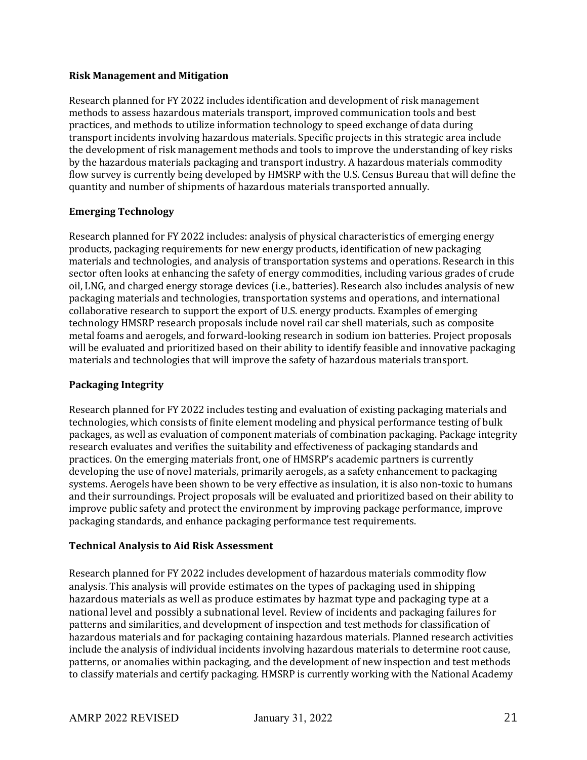**Risk Management and Mitigation**

Research planned for FY 2022 includes identification and development of risk management methods to assess hazardous materials transport, improved communication tools and best practices, and methods to utilize information technology to speed exchange of data during transport incidents involving hazardous materials. Specific projects in this strategic area include the development of risk management methods and tools to improve the understanding of key risks by the hazardous materials packaging and transport industry. A hazardous materials commodity flow survey is currently being developed by HMSRP with the U.S. Census Bureau that will define the quantity and number of shipments of hazardous materials transported annually.

**Emerging Technology**

Research planned for FY 2022 includes: analysis of physical characteristics of emerging energy products, packaging requirements for new energy products, identification of new packaging materials and technologies, and analysis of transportation systems and operations. Research in this sector often looks at enhancing the safety of energy commodities, including various grades of crude oil, LNG, and charged energy storage devices (i.e., batteries). Research also includes analysis of new packaging materials and technologies, transportation systems and operations, and international collaborative research to support the export of U.S. energy products. Examples of emerging technology HMSRP research proposals include novel rail car shell materials, such as composite metal foams and aerogels, and forward-looking research in sodium ion batteries. Project proposals will be evaluated and prioritized based on their ability to identify feasible and innovative packaging materials and technologies that will improve the safety of hazardous materials transport.

**Packaging Integrity**

Research planned for FY 2022 includes testing and evaluation of existing packaging materials and technologies, which consists of finite element modeling and physical performance testing of bulk packages, as well as evaluation of component materials of combination packaging. Package integrity research evaluates and verifies the suitability and effectiveness of packaging standards and practices. On the emerging materials front, one of HMSRP's academic partners is currently developing the use of novel materials, primarily aerogels, as a safety enhancement to packaging systems. Aerogels have been shown to be very effective as insulation, it is also non-toxic to humans and their surroundings. Project proposals will be evaluated and prioritized based on their ability to improve public safety and protect the environment by improving package performance, improve packaging standards, and enhance packaging performance test requirements.

**Technical Analysis to Aid Risk Assessment**

Research planned for FY 2022 includes development of hazardous materials commodity flow analysis. This analysis will provide estimates on the types of packaging used in shipping hazardous materials as well as produce estimates by hazmat type and packaging type at a national level and possibly a subnational level. Review of incidents and packaging failures for patterns and similarities, and development of inspection and test methods for classification of hazardous materials and for packaging containing hazardous materials. Planned research activities include the analysis of individual incidents involving hazardous materials to determine root cause, patterns, or anomalies within packaging, and the development of new inspection and test methods to classify materials and certify packaging. HMSRP is currently working with the National Academy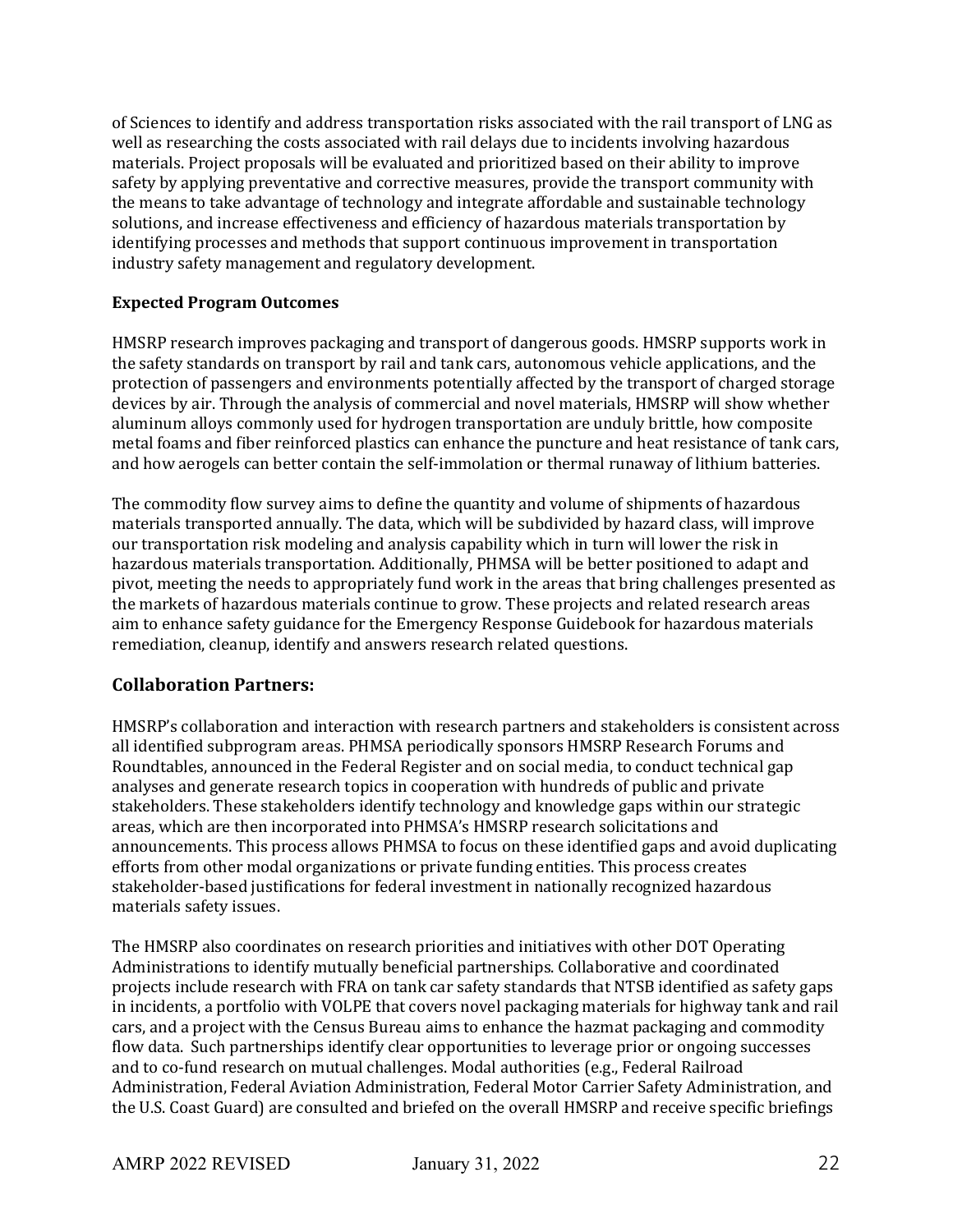of Sciences to identify and address transportation risks associated with the rail transport of LNG as well as researching the costs associated with rail delays due to incidents involving hazardous materials. Project proposals will be evaluated and prioritized based on their ability to improve safety by applying preventative and corrective measures, provide the transport community with the means to take advantage of technology and integrate affordable and sustainable technology solutions, and increase effectiveness and efficiency of hazardous materials transportation by identifying processes and methods that support continuous improvement in transportation industry safety management and regulatory development.

**Expected Program Outcomes**

HMSRP research improves packaging and transport of dangerous goods. HMSRP supports work in the safety standards on transport by rail and tank cars, autonomous vehicle applications, and the protection of passengers and environments potentially affected by the transport of charged storage devices by air. Through the analysis of commercial and novel materials, HMSRP will show whether aluminum alloys commonly used for hydrogen transportation are unduly brittle, how composite metal foams and fiber reinforced plastics can enhance the puncture and heat resistance of tank cars, and how aerogels can better contain the self-immolation or thermal runaway of lithium batteries.

The commodity flow survey aims to define the quantity and volume of shipments of hazardous materials transported annually. The data, which will be subdivided by hazard class, will improve our transportation risk modeling and analysis capability which in turn will lower the risk in hazardous materials transportation. Additionally, PHMSA will be better positioned to adapt and pivot, meeting the needs to appropriately fund work in the areas that bring challenges presented as the markets of hazardous materials continue to grow. These projects and related research areas aim to enhance safety guidance for the Emergency Response Guidebook for hazardous materials remediation, cleanup, identify and answers research related questions.

## Collaboration Partners:

HMSRP's collaboration and interaction with research partners and stakeholders is consistent across all identified subprogram areas. PHMSA periodically sponsors HMSRP Research Forums and Roundtables, announced in the Federal Register and on social media, to conduct technical gap analyses and generate research topics in cooperation with hundreds of public and private stakeholders. These stakeholders identify technology and knowledge gaps within our strategic areas, which are then incorporated into PHMSA's HMSRP research solicitations and announcements. This process allows PHMSA to focus on these identified gaps and avoid duplicating efforts from other modal organizations or private funding entities. This process creates stakeholder-based justifications for federal investment in nationally recognized hazardous materials safety issues.

The HMSRP also coordinates on research priorities and initiatives with other DOT Operating Administrations to identify mutually beneficial partnerships. Collaborative and coordinated projects include research with FRA on tank car safety standards that NTSB identified as safety gaps in incidents, a portfolio with VOLPE that covers novel packaging materials for highway tank and rail cars, and a project with the Census Bureau aims to enhance the hazmat packaging and commodity flow data. Such partnerships identify clear opportunities to leverage prior or ongoing successes and to co-fund research on mutual challenges. Modal authorities (e.g., Federal Railroad Administration, Federal Aviation Administration, Federal Motor Carrier Safety Administration, and the U.S. Coast Guard) are consulted and briefed on the overall HMSRP and receive specific briefings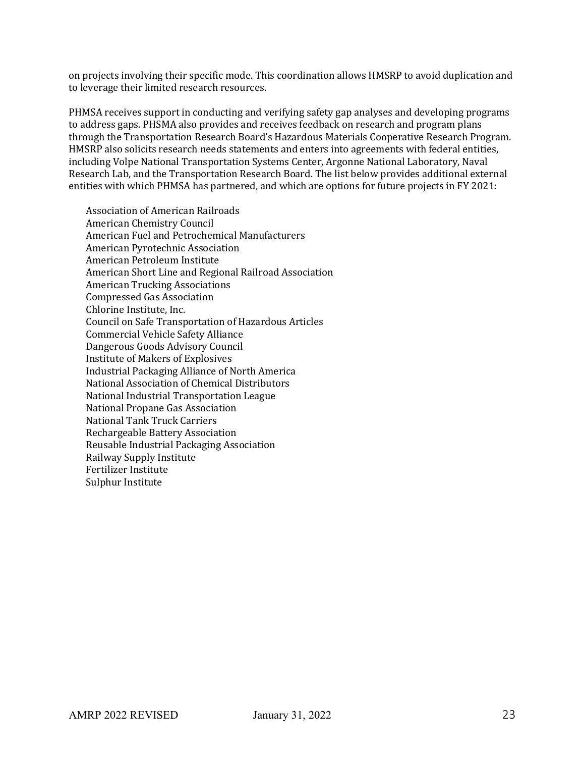on projects involving their specific mode. This coordination allows HMSRP to avoid duplication and to leverage their limited research resources.

PHMSA receives support in conducting and verifying safety gap analyses and developing programs to address gaps. PHSMA also provides and receives feedback on research and program plans through the Transportation Research Board's Hazardous Materials Cooperative Research Program. HMSRP also solicits research needs statements and enters into agreements with federal entities, including Volpe National Transportation Systems Center, Argonne National Laboratory, Naval Research Lab, and the Transportation Research Board. The list below provides additional external entities with which PHMSA has partnered, and which are options for future projects in FY 2021:

- Association of American Railroads
- American Chemistry Council
- American Fuel and Petrochemical Manufacturers
- American Pyrotechnic Association
- American Petroleum Institute
- American Short Line and Regional Railroad Association
- American Trucking Associations
- Compressed Gas Association
- Chlorine Institute, Inc.
- Council on Safe Transportation of Hazardous Articles
- Commercial Vehicle Safety Alliance
- Dangerous Goods Advisory Council
- Institute of Makers of Explosives
- Industrial Packaging Alliance of North America
- National Association of Chemical Distributors
- National Industrial Transportation League
- National Propane Gas Association
- National Tank Truck Carriers
- Rechargeable Battery Association
- Reusable Industrial Packaging Association
- Railway Supply Institute
- Fertilizer Institute
- Sulphur Institute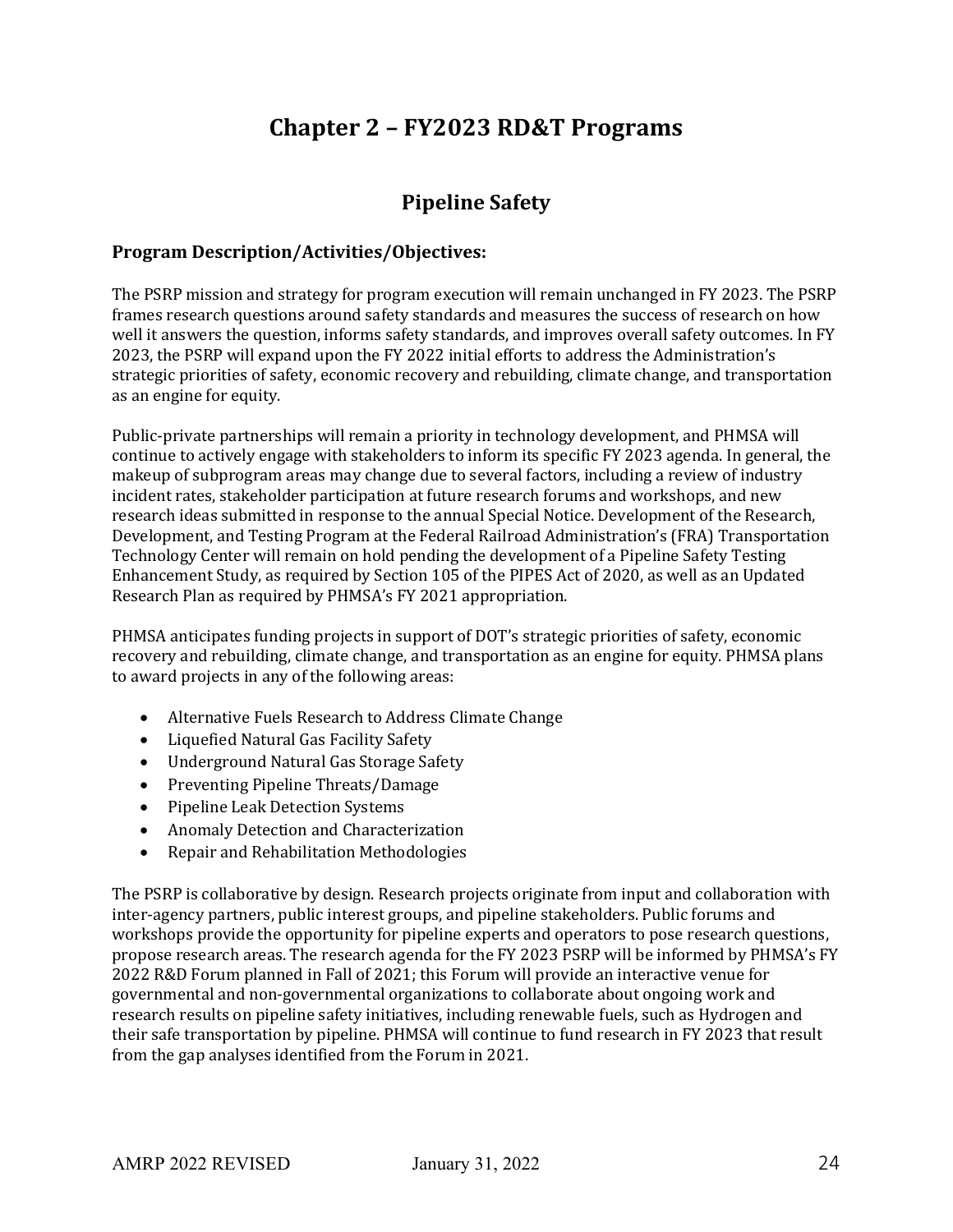# Chapter 2 – FY2023 RD&T Programs

## Pipeline Safety

### Program Description/Activities/Objectives:

The PSRP mission and strategy for program execution will remain unchanged in FY 2023. The PSRP frames research questions around safety standards and measures the success of research on how well it answers the question, informs safety standards, and improves overall safety outcomes. In FY 2023, the PSRP will expand upon the FY 2022 initial efforts to address the Administration's strategic priorities of safety, economic recovery and rebuilding, climate change, and transportation as an engine for equity.

Public-private partnerships will remain a priority in technology development, and PHMSA will continue to actively engage with stakeholders to inform its specific FY 2023 agenda. In general, the makeup of subprogram areas may change due to several factors, including a review of industry incident rates, stakeholder participation at future research forums and workshops, and new research ideas submitted in response to the annual Special Notice. Development of the Research, Development, and Testing Program at the Federal Railroad Administration's (FRA) Transportation Technology Center will remain on hold pending the development of a Pipeline Safety Testing Enhancement Study, as required by Section 105 of the PIPES Act of 2020, as well as an Updated Research Plan as required by PHMSA's FY 2021 appropriation.

PHMSA anticipates funding projects in support of DOT's strategic priorities of safety, economic recovery and rebuilding, climate change, and transportation as an engine for equity. PHMSA plans to award projects in any of the following areas:

- Alternative Fuels Research to Address Climate Change
- Liquefied Natural Gas Facility Safety
- Underground Natural Gas Storage Safety
- Preventing Pipeline Threats/Damage
- Pipeline Leak Detection Systems
- Anomaly Detection and Characterization
- Repair and Rehabilitation Methodologies

The PSRP is collaborative by design. Research projects originate from input and collaboration with inter-agency partners, public interest groups, and pipeline stakeholders. Public forums and workshops provide the opportunity for pipeline experts and operators to pose research questions, propose research areas. The research agenda for the FY 2023 PSRP will be informed by PHMSA's FY 2022 R&D Forum planned in Fall of 2021; this Forum will provide an interactive venue for governmental and non-governmental organizations to collaborate about ongoing work and research results on pipeline safety initiatives, including renewable fuels, such as Hydrogen and their safe transportation by pipeline. PHMSA will continue to fund research in FY 2023 that result from the gap analyses identified from the Forum in 2021.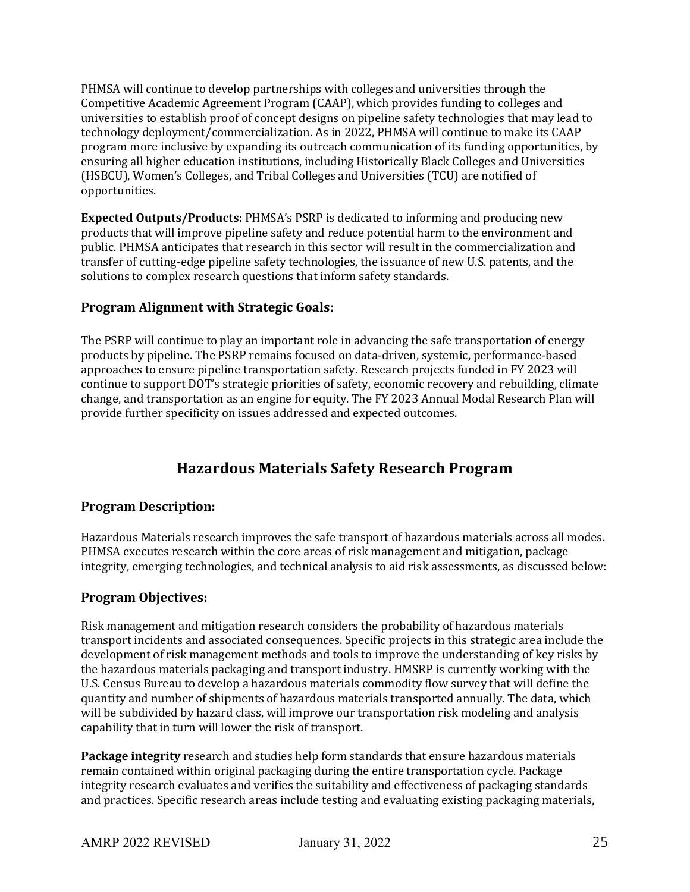PHMSA will continue to develop partnerships with colleges and universities through the Competitive Academic Agreement Program (CAAP), which provides funding to colleges and universities to establish proof of concept designs on pipeline safety technologies that may lead to technology deployment/commercialization. As in 2022, PHMSA will continue to make its CAAP program more inclusive by expanding its outreach communication of its funding opportunities, by ensuring all higher education institutions, including Historically Black Colleges and Universities (HSBCU), Women's Colleges, and Tribal Colleges and Universities (TCU) are notified of opportunities.

**Expected Outputs/Products:** PHMSA's PSRP is dedicated to informing and producing new products that will improve pipeline safety and reduce potential harm to the environment and public. PHMSA anticipates that research in this sector will result in the commercialization and transfer of cutting-edge pipeline safety technologies, the issuance of new U.S. patents, and the solutions to complex research questions that inform safety standards.

### Program Alignment with Strategic Goals:

The PSRP will continue to play an important role in advancing the safe transportation of energy products by pipeline. The PSRP remains focused on data-driven, systemic, performance-based approaches to ensure pipeline transportation safety. Research projects funded in FY 2023 will continue to support DOT's strategic priorities of safety, economic recovery and rebuilding, climate change, and transportation as an engine for equity. The FY 2023 Annual Modal Research Plan will provide further specificity on issues addressed and expected outcomes.

## Hazardous Materials Safety Research Program

### Program Description:

Hazardous Materials research improves the safe transport of hazardous materials across all modes. PHMSA executes research within the core areas of risk management and mitigation, package integrity, emerging technologies, and technical analysis to aid risk assessments, as discussed below:

### Program Objectives:

Risk management and mitigation research considers the probability of hazardous materials transport incidents and associated consequences. Specific projects in this strategic area include the development of risk management methods and tools to improve the understanding of key risks by the hazardous materials packaging and transport industry. HMSRP is currently working with the U.S. Census Bureau to develop a hazardous materials commodity flow survey that will define the quantity and number of shipments of hazardous materials transported annually. The data, which will be subdivided by hazard class, will improve our transportation risk modeling and analysis capability that in turn will lower the risk of transport.

**Package integrity** research and studies help form standards that ensure hazardous materials remain contained within original packaging during the entire transportation cycle. Package integrity research evaluates and verifies the suitability and effectiveness of packaging standards and practices. Specific research areas include testing and evaluating existing packaging materials,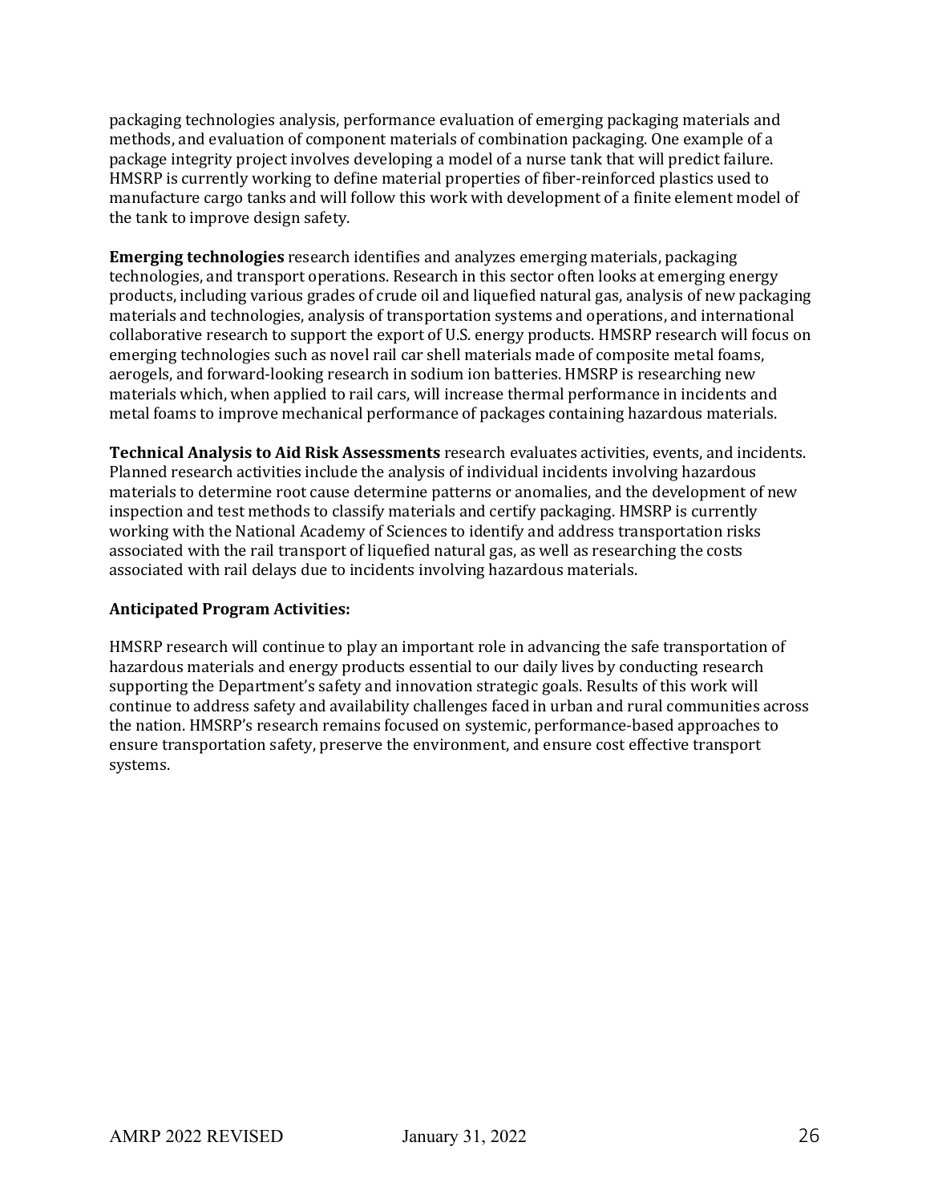packaging technologies analysis, performance evaluation of emerging packaging materials and methods, and evaluation of component materials of combination packaging. One example of a package integrity project involves developing a model of a nurse tank that will predict failure. HMSRP is currently working to define material properties of fiber-reinforced plastics used to manufacture cargo tanks and will follow this work with development of a finite element model of the tank to improve design safety.

**Emerging technologies** research identifies and analyzes emerging materials, packaging technologies, and transport operations. Research in this sector often looks at emerging energy products, including various grades of crude oil and liquefied natural gas, analysis of new packaging materials and technologies, analysis of transportation systems and operations, and international collaborative research to support the export of U.S. energy products. HMSRP research will focus on emerging technologies such as novel rail car shell materials made of composite metal foams, aerogels, and forward-looking research in sodium ion batteries. HMSRP is researching new materials which, when applied to rail cars, will increase thermal performance in incidents and metal foams to improve mechanical performance of packages containing hazardous materials.

**Technical Analysis to Aid Risk Assessments** research evaluates activities, events, and incidents. Planned research activities include the analysis of individual incidents involving hazardous materials to determine root cause determine patterns or anomalies, and the development of new inspection and test methods to classify materials and certify packaging. HMSRP is currently working with the National Academy of Sciences to identify and address transportation risks associated with the rail transport of liquefied natural gas, as well as researching the costs associated with rail delays due to incidents involving hazardous materials.

**Anticipated Program Activities:**

HMSRP research will continue to play an important role in advancing the safe transportation of hazardous materials and energy products essential to our daily lives by conducting research supporting the Department's safety and innovation strategic goals. Results of this work will continue to address safety and availability challenges faced in urban and rural communities across the nation. HMSRP's research remains focused on systemic, performance-based approaches to ensure transportation safety, preserve the environment, and ensure cost effective transport systems.